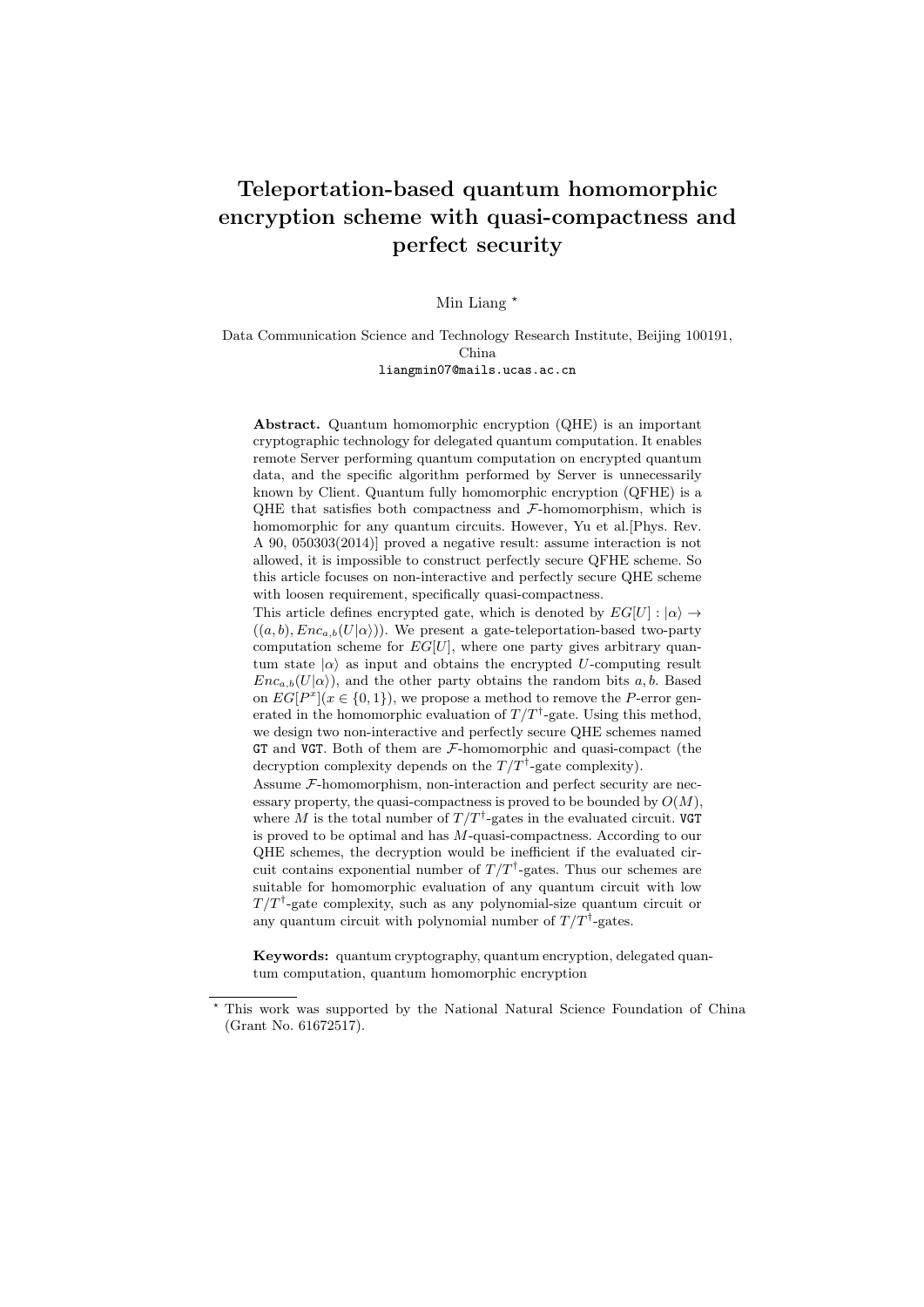# Teleportation-based quantum homomorphic encryption scheme with quasi-compactness and perfect security

Min Liang *

Data Communication Science and Technology Research Institute, Beijing 100191, China
liangmin07@mails.ucas.ac.cn

**Abstract.** Quantum homomorphic encryption (QHE) is an important cryptographic technology for delegated quantum computation. It enables remote Server performing quantum computation on encrypted quantum data, and the specific algorithm performed by Server is unnecessarily known by Client. Quantum fully homomorphic encryption (QFHE) is a QHE that satisfies both compactness and $\mathcal{F}$-homomorphism, which is homomorphic for any quantum circuits. However, Yu et al.[Phys. Rev. A 90, 050303(2014)] proved a negative result: assume interaction is not allowed, it is impossible to construct perfectly secure QFHE scheme. So this article focuses on non-interactive and perfectly secure QHE scheme with loosen requirement, specifically quasi-compactness.

This article defines encrypted gate, which is denoted by $EG[U] : |\alpha\rangle \rightarrow ((a, b), Enc_{a,b}(U|\alpha\rangle))$. We present a gate-teleportation-based two-party computation scheme for $EG[U]$, where one party gives arbitrary quantum state $|\alpha\rangle$ as input and obtains the encrypted $U$-computing result $Enc_{a,b}(U|\alpha\rangle)$, and the other party obtains the random bits $a, b$. Based on $EG[P^x](x \in \{0, 1\})$, we propose a method to remove the $P$-error generated in the homomorphic evaluation of $T/T^\dagger$-gate. Using this method, we design two non-interactive and perfectly secure QHE schemes named `GT` and `VGT`. Both of them are $\mathcal{F}$-homomorphic and quasi-compact (the decryption complexity depends on the $T/T^\dagger$-gate complexity).

Assume $\mathcal{F}$-homomorphism, non-interaction and perfect security are necessary property, the quasi-compactness is proved to be bounded by $O(M)$, where $M$ is the total number of $T/T^\dagger$-gates in the evaluated circuit. `VGT` is proved to be optimal and has $M$-quasi-compactness. According to our QHE schemes, the decryption would be inefficient if the evaluated circuit contains exponential number of $T/T^\dagger$-gates. Thus our schemes are suitable for homomorphic evaluation of any quantum circuit with low $T/T^\dagger$-gate complexity, such as any polynomial-size quantum circuit or any quantum circuit with polynomial number of $T/T^\dagger$-gates.

**Keywords:** quantum cryptography, quantum encryption, delegated quantum computation, quantum homomorphic encryption

* This work was supported by the National Natural Science Foundation of China (Grant No. 61672517).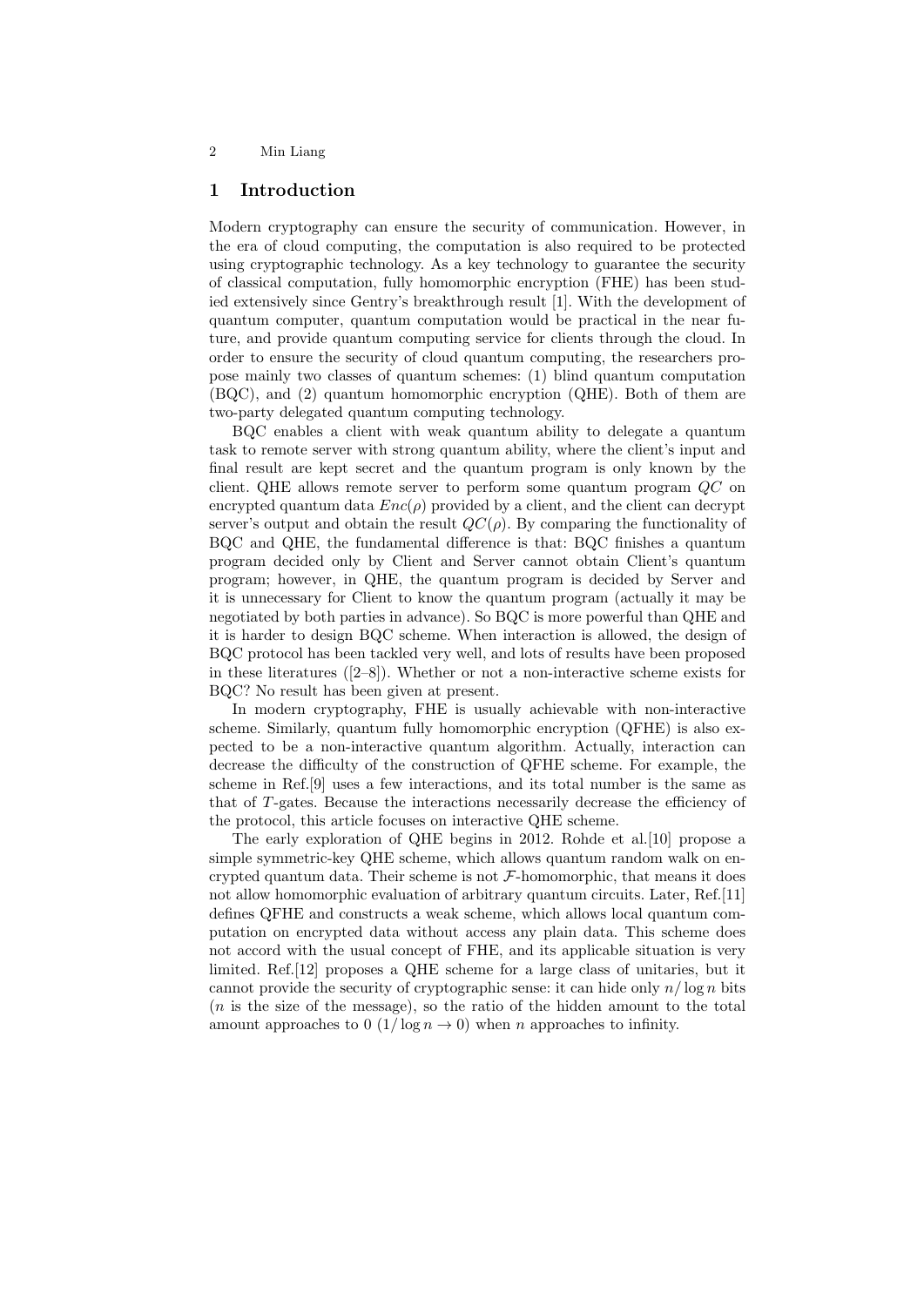## 1 Introduction

Modern cryptography can ensure the security of communication. However, in the era of cloud computing, the computation is also required to be protected using cryptographic technology. As a key technology to guarantee the security of classical computation, fully homomorphic encryption (FHE) has been studied extensively since Gentry's breakthrough result [1]. With the development of quantum computer, quantum computation would be practical in the near future, and provide quantum computing service for clients through the cloud. In order to ensure the security of cloud quantum computing, the researchers propose mainly two classes of quantum schemes: (1) blind quantum computation (BQC), and (2) quantum homomorphic encryption (QHE). Both of them are two-party delegated quantum computing technology.

BQC enables a client with weak quantum ability to delegate a quantum task to remote server with strong quantum ability, where the client's input and final result are kept secret and the quantum program is only known by the client. QHE allows remote server to perform some quantum program $QC$ on encrypted quantum data $Enc(\rho)$ provided by a client, and the client can decrypt server's output and obtain the result $QC(\rho)$. By comparing the functionality of BQC and QHE, the fundamental difference is that: BQC finishes a quantum program decided only by Client and Server cannot obtain Client's quantum program; however, in QHE, the quantum program is decided by Server and it is unnecessary for Client to know the quantum program (actually it may be negotiated by both parties in advance). So BQC is more powerful than QHE and it is harder to design BQC scheme. When interaction is allowed, the design of BQC protocol has been tackled very well, and lots of results have been proposed in these literatures ([2–8]). Whether or not a non-interactive scheme exists for BQC? No result has been given at present.

In modern cryptography, FHE is usually achievable with non-interactive scheme. Similarly, quantum fully homomorphic encryption (QFHE) is also expected to be a non-interactive quantum algorithm. Actually, interaction can decrease the difficulty of the construction of QFHE scheme. For example, the scheme in Ref.[9] uses a few interactions, and its total number is the same as that of $T$-gates. Because the interactions necessarily decrease the efficiency of the protocol, this article focuses on interactive QHE scheme.

The early exploration of QHE begins in 2012. Rohde et al.[10] propose a simple symmetric-key QHE scheme, which allows quantum random walk on encrypted quantum data. Their scheme is not $\mathcal{F}$-homomorphic, that means it does not allow homomorphic evaluation of arbitrary quantum circuits. Later, Ref.[11] defines QFHE and constructs a weak scheme, which allows local quantum computation on encrypted data without access any plain data. This scheme does not accord with the usual concept of FHE, and its applicable situation is very limited. Ref.[12] proposes a QHE scheme for a large class of unitaries, but it cannot provide the security of cryptographic sense: it can hide only $n/\log n$ bits ($n$ is the size of the message), so the ratio of the hidden amount to the total amount approaches to 0 ($1/\log n \to 0$) when $n$ approaches to infinity.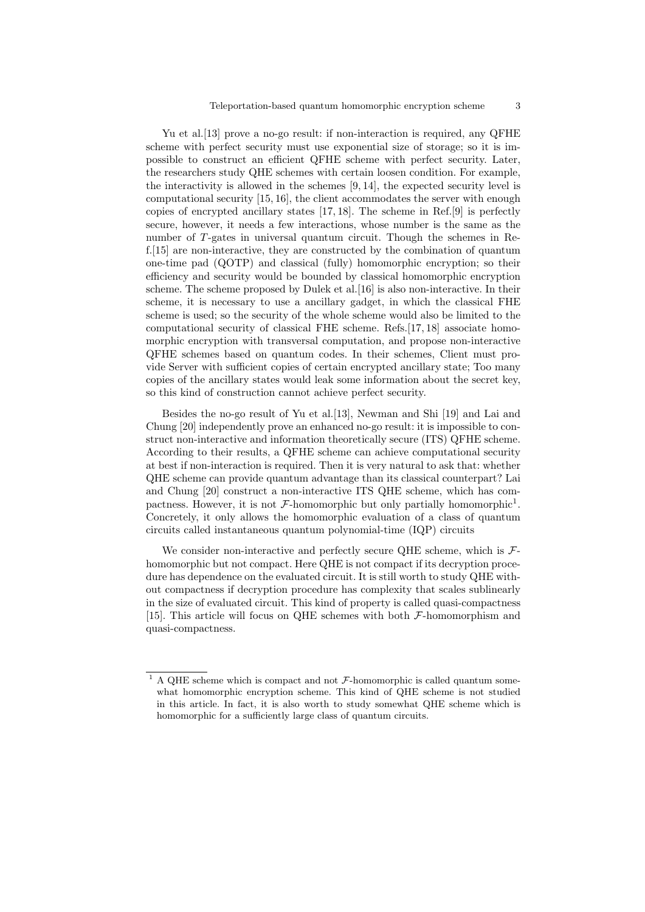Yu et al.[13] prove a no-go result: if non-interaction is required, any QFHE scheme with perfect security must use exponential size of storage; so it is impossible to construct an efficient QFHE scheme with perfect security. Later, the researchers study QHE schemes with certain loosen condition. For example, the interactivity is allowed in the schemes [9, 14], the expected security level is computational security [15, 16], the client accommodates the server with enough copies of encrypted ancillary states [17, 18]. The scheme in Ref.[9] is perfectly secure, however, it needs a few interactions, whose number is the same as the number of $T$-gates in universal quantum circuit. Though the schemes in Ref.[15] are non-interactive, they are constructed by the combination of quantum one-time pad (QOTP) and classical (fully) homomorphic encryption; so their efficiency and security would be bounded by classical homomorphic encryption scheme. The scheme proposed by Dulek et al.[16] is also non-interactive. In their scheme, it is necessary to use a ancillary gadget, in which the classical FHE scheme is used; so the security of the whole scheme would also be limited to the computational security of classical FHE scheme. Refs.[17, 18] associate homomorphic encryption with transversal computation, and propose non-interactive QFHE schemes based on quantum codes. In their schemes, Client must provide Server with sufficient copies of certain encrypted ancillary state; Too many copies of the ancillary states would leak some information about the secret key, so this kind of construction cannot achieve perfect security.

Besides the no-go result of Yu et al.[13], Newman and Shi [19] and Lai and Chung [20] independently prove an enhanced no-go result: it is impossible to construct non-interactive and information theoretically secure (ITS) QFHE scheme. According to their results, a QFHE scheme can achieve computational security at best if non-interaction is required. Then it is very natural to ask that: whether QHE scheme can provide quantum advantage than its classical counterpart? Lai and Chung [20] construct a non-interactive ITS QHE scheme, which has compactness. However, it is not $\mathcal{F}$-homomorphic but only partially homomorphic[1]. Concretely, it only allows the homomorphic evaluation of a class of quantum circuits called instantaneous quantum polynomial-time (IQP) circuits

We consider non-interactive and perfectly secure QHE scheme, which is $\mathcal{F}$-homomorphic but not compact. Here QHE is not compact if its decryption procedure has dependence on the evaluated circuit. It is still worth to study QHE without compactness if decryption procedure has complexity that scales sublinearly in the size of evaluated circuit. This kind of property is called quasi-compactness [15]. This article will focus on QHE schemes with both $\mathcal{F}$-homomorphism and quasi-compactness.

[1] A QHE scheme which is compact and not $\mathcal{F}$-homomorphic is called quantum somewhat homomorphic encryption scheme. This kind of QHE scheme is not studied in this article. In fact, it is also worth to study somewhat QHE scheme which is homomorphic for a sufficiently large class of quantum circuits.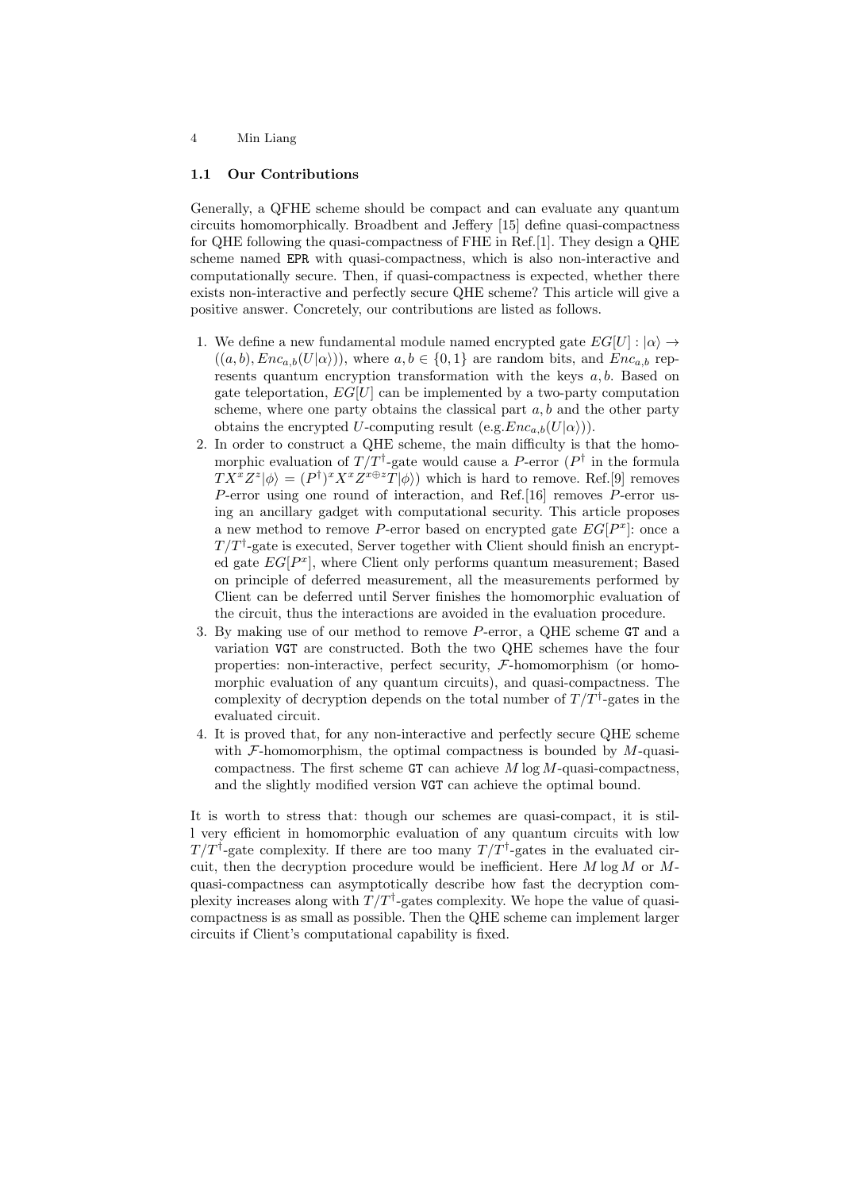### 1.1 Our Contributions

Generally, a QFHE scheme should be compact and can evaluate any quantum circuits homomorphically. Broadbent and Jeffery [15] define quasi-compactness for QHE following the quasi-compactness of FHE in Ref.[1]. They design a QHE scheme named EPR with quasi-compactness, which is also non-interactive and computationally secure. Then, if quasi-compactness is expected, whether there exists non-interactive and perfectly secure QHE scheme? This article will give a positive answer. Concretely, our contributions are listed as follows.

1. We define a new fundamental module named encrypted gate $EG[U] : |\alpha\rangle \rightarrow ((a, b), Enc_{a,b}(U|\alpha\rangle))$, where $a, b \in \{0, 1\}$ are random bits, and $Enc_{a,b}$ represents quantum encryption transformation with the keys $a, b$. Based on gate teleportation, $EG[U]$ can be implemented by a two-party computation scheme, where one party obtains the classical part $a, b$ and the other party obtains the encrypted $U$-computing result (e.g.$Enc_{a,b}(U|\alpha\rangle)$).
2. In order to construct a QHE scheme, the main difficulty is that the homomorphic evaluation of $T/T^\dagger$-gate would cause a $P$-error ($P^\dagger$ in the formula $TX^xZ^z|\phi\rangle = (P^\dagger)^x X^x Z^{x\oplus z} T|\phi\rangle$) which is hard to remove. Ref.[9] removes $P$-error using one round of interaction, and Ref.[16] removes $P$-error using an ancillary gadget with computational security. This article proposes a new method to remove $P$-error based on encrypted gate $EG[P^x]$: once a $T/T^\dagger$-gate is executed, Server together with Client should finish an encrypted gate $EG[P^x]$, where Client only performs quantum measurement; Based on principle of deferred measurement, all the measurements performed by Client can be deferred until Server finishes the homomorphic evaluation of the circuit, thus the interactions are avoided in the evaluation procedure.
3. By making use of our method to remove $P$-error, a QHE scheme GT and a variation VGT are constructed. Both the two QHE schemes have the four properties: non-interactive, perfect security, $\mathcal{F}$-homomorphism (or homomorphic evaluation of any quantum circuits), and quasi-compactness. The complexity of decryption depends on the total number of $T/T^\dagger$-gates in the evaluated circuit.
4. It is proved that, for any non-interactive and perfectly secure QHE scheme with $\mathcal{F}$-homomorphism, the optimal compactness is bounded by $M$-quasi-compactness. The first scheme GT can achieve $M \log M$-quasi-compactness, and the slightly modified version VGT can achieve the optimal bound.

It is worth to stress that: though our schemes are quasi-compact, it is still very efficient in homomorphic evaluation of any quantum circuits with low $T/T^\dagger$-gate complexity. If there are too many $T/T^\dagger$-gates in the evaluated circuit, then the decryption procedure would be inefficient. Here $M \log M$ or $M$-quasi-compactness can asymptotically describe how fast the decryption complexity increases along with $T/T^\dagger$-gates complexity. We hope the value of quasi-compactness is as small as possible. Then the QHE scheme can implement larger circuits if Client's computational capability is fixed.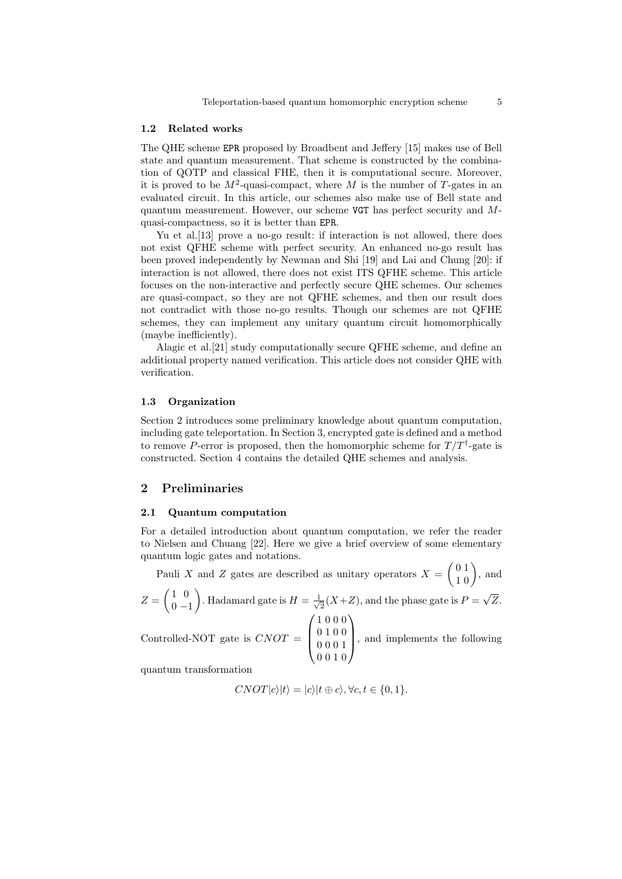### 1.2 Related works

The QHE scheme EPR proposed by Broadbent and Jeffery [15] makes use of Bell state and quantum measurement. That scheme is constructed by the combination of QOTP and classical FHE, then it is computational secure. Moreover, it is proved to be $M^2$-quasi-compact, where $M$ is the number of $T$-gates in an evaluated circuit. In this article, our schemes also make use of Bell state and quantum measurement. However, our scheme VGT has perfect security and $M$-quasi-compactness, so it is better than EPR.

Yu et al.[13] prove a no-go result: if interaction is not allowed, there does not exist QFHE scheme with perfect security. An enhanced no-go result has been proved independently by Newman and Shi [19] and Lai and Chung [20]: if interaction is not allowed, there does not exist ITS QFHE scheme. This article focuses on the non-interactive and perfectly secure QHE schemes. Our schemes are quasi-compact, so they are not QFHE schemes, and then our result does not contradict with those no-go results. Though our schemes are not QFHE schemes, they can implement any unitary quantum circuit homomorphically (maybe inefficiently).

Alagic et al.[21] study computationally secure QFHE scheme, and define an additional property named verification. This article does not consider QHE with verification.

### 1.3 Organization

Section 2 introduces some preliminary knowledge about quantum computation, including gate teleportation. In Section 3, encrypted gate is defined and a method to remove $P$-error is proposed, then the homomorphic scheme for $T/T^\dagger$-gate is constructed. Section 4 contains the detailed QHE schemes and analysis.

## 2 Preliminaries

### 2.1 Quantum computation

For a detailed introduction about quantum computation, we refer the reader to Nielsen and Chuang [22]. Here we give a brief overview of some elementary quantum logic gates and notations.

Pauli $X$ and $Z$ gates are described as unitary operators $X = \begin{pmatrix} 0 & 1 \\ 1 & 0 \end{pmatrix}$, and $Z = \begin{pmatrix} 1 & 0 \\ 0 & -1 \end{pmatrix}$. Hadamard gate is $H = \frac{1}{\sqrt{2}}(X+Z)$, and the phase gate is $P = \sqrt{Z}$.

Controlled-NOT gate is $CNOT = \begin{pmatrix} 1 & 0 & 0 & 0 \\ 0 & 1 & 0 & 0 \\ 0 & 0 & 0 & 1 \\ 0 & 0 & 1 & 0 \end{pmatrix}$, and implements the following quantum transformation

$$CNOT|c\rangle|t\rangle = |c\rangle|t \oplus c\rangle, \forall c, t \in \{0, 1\}.$$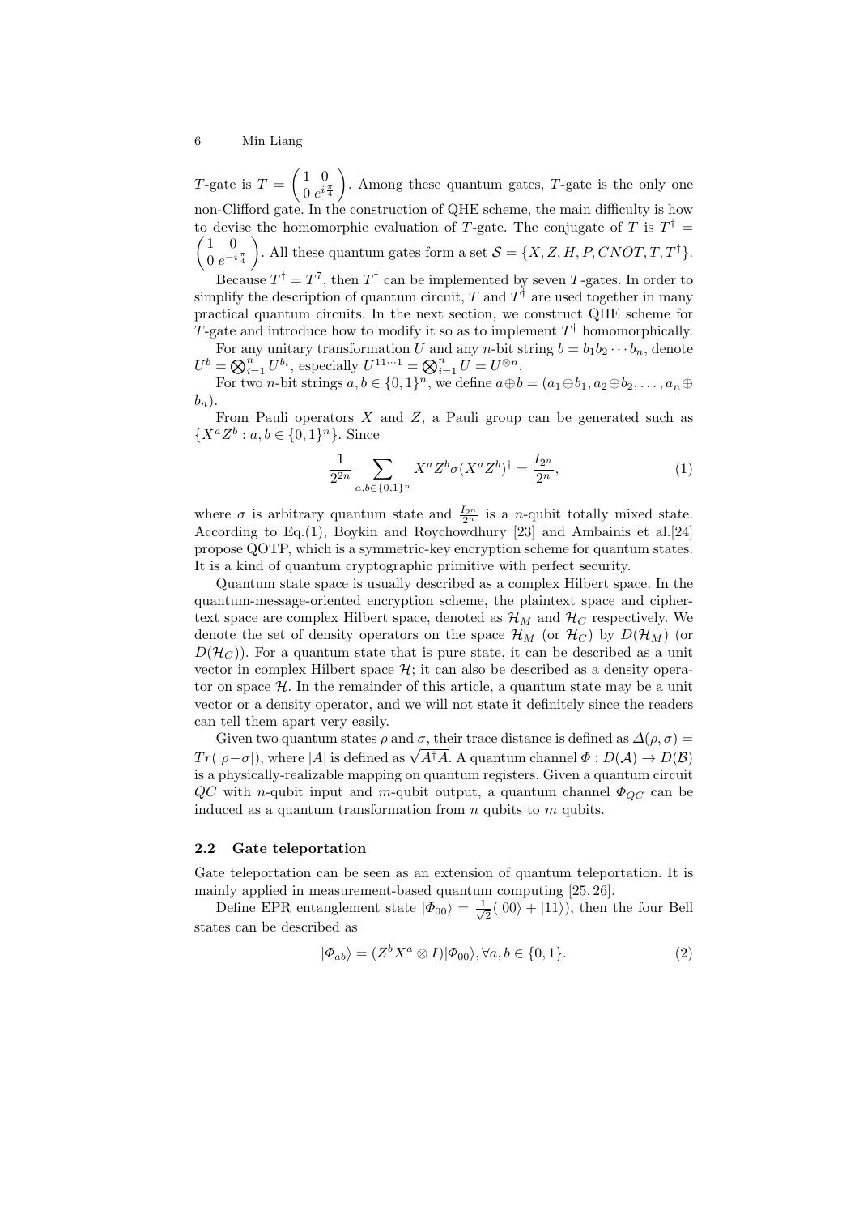$T$-gate is $T = \begin{pmatrix} 1 & 0 \\ 0 & e^{i\frac{\pi}{4}} \end{pmatrix}$. Among these quantum gates, $T$-gate is the only one non-Clifford gate. In the construction of QHE scheme, the main difficulty is how to devise the homomorphic evaluation of $T$-gate. The conjugate of $T$ is $T^\dagger = \begin{pmatrix} 1 & 0 \\ 0 & e^{-i\frac{\pi}{4}} \end{pmatrix}$. All these quantum gates form a set $\mathcal{S} = \{X, Z, H, P, CNOT, T, T^\dagger\}$.

Because $T^\dagger = T^7$, then $T^\dagger$ can be implemented by seven $T$-gates. In order to simplify the description of quantum circuit, $T$ and $T^\dagger$ are used together in many practical quantum circuits. In the next section, we construct QHE scheme for $T$-gate and introduce how to modify it so as to implement $T^\dagger$ homomorphically.

For any unitary transformation $U$ and any $n$-bit string $b = b_1 b_2 \cdots b_n$, denote $U^b = \bigotimes_{i=1}^n U^{b_i}$, especially $U^{11\cdots 1} = \bigotimes_{i=1}^n U = U^{\otimes n}$.

For two $n$-bit strings $a, b \in \{0,1\}^n$, we define $a \oplus b = (a_1 \oplus b_1, a_2 \oplus b_2, \ldots, a_n \oplus b_n)$.

From Pauli operators $X$ and $Z$, a Pauli group can be generated such as $\{X^a Z^b : a, b \in \{0,1\}^n\}$. Since

$$\frac{1}{2^{2n}} \sum_{a,b \in \{0,1\}^n} X^a Z^b \sigma (X^a Z^b)^\dagger = \frac{I_{2^n}}{2^n}, \tag{1}$$

where $\sigma$ is arbitrary quantum state and $\frac{I_{2^n}}{2^n}$ is a $n$-qubit totally mixed state. According to Eq.(1), Boykin and Roychowdhury [23] and Ambainis et al.[24] propose QOTP, which is a symmetric-key encryption scheme for quantum states. It is a kind of quantum cryptographic primitive with perfect security.

Quantum state space is usually described as a complex Hilbert space. In the quantum-message-oriented encryption scheme, the plaintext space and ciphertext space are complex Hilbert space, denoted as $\mathcal{H}_M$ and $\mathcal{H}_C$ respectively. We denote the set of density operators on the space $\mathcal{H}_M$ (or $\mathcal{H}_C$) by $D(\mathcal{H}_M)$ (or $D(\mathcal{H}_C)$). For a quantum state that is pure state, it can be described as a unit vector in complex Hilbert space $\mathcal{H}$; it can also be described as a density operator on space $\mathcal{H}$. In the remainder of this article, a quantum state may be a unit vector or a density operator, and we will not state it definitely since the readers can tell them apart very easily.

Given two quantum states $\rho$ and $\sigma$, their trace distance is defined as $\Delta(\rho, \sigma) = Tr(|\rho - \sigma|)$, where $|A|$ is defined as $\sqrt{A^\dagger A}$. A quantum channel $\Phi : D(\mathcal{A}) \to D(\mathcal{B})$ is a physically-realizable mapping on quantum registers. Given a quantum circuit $QC$ with $n$-qubit input and $m$-qubit output, a quantum channel $\Phi_{QC}$ can be induced as a quantum transformation from $n$ qubits to $m$ qubits.

### 2.2 Gate teleportation

Gate teleportation can be seen as an extension of quantum teleportation. It is mainly applied in measurement-based quantum computing [25, 26].

Define EPR entanglement state $|\Phi_{00}\rangle = \frac{1}{\sqrt{2}}(|00\rangle + |11\rangle)$, then the four Bell states can be described as

$$|\Phi_{ab}\rangle = (Z^b X^a \otimes I)|\Phi_{00}\rangle, \forall a, b \in \{0,1\}. \tag{2}$$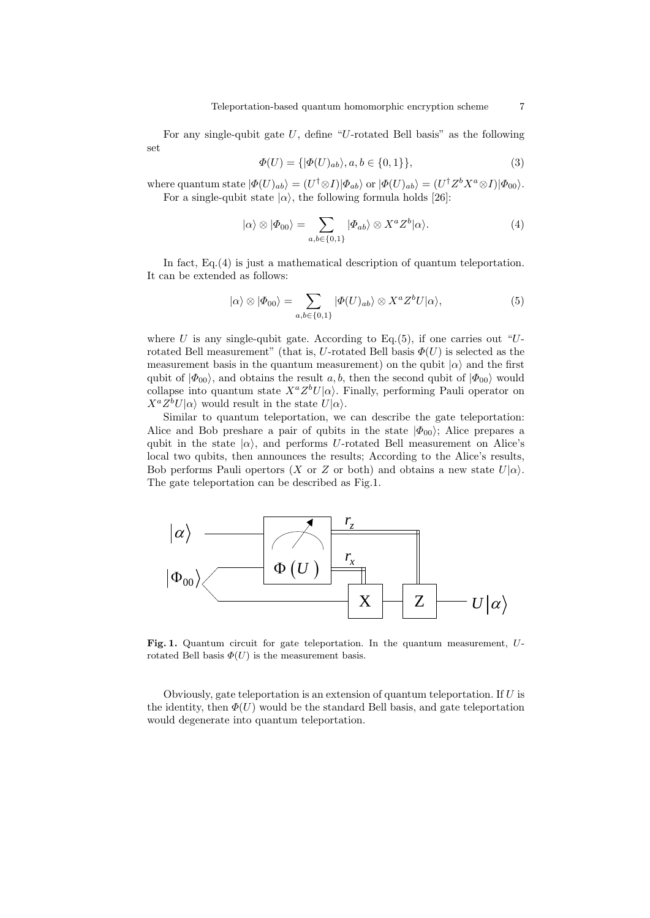For any single-qubit gate $U$, define "$U$-rotated Bell basis" as the following set

$$\Phi(U) = \{|\Phi(U)_{ab}\rangle, a, b \in \{0, 1\}\}, \tag{3}$$

where quantum state $|\Phi(U)_{ab}\rangle = (U^\dagger \otimes I)|\Phi_{ab}\rangle$ or $|\Phi(U)_{ab}\rangle = (U^\dagger Z^b X^a \otimes I)|\Phi_{00}\rangle$.

For a single-qubit state $|\alpha\rangle$, the following formula holds [26]:

$$|\alpha\rangle \otimes |\Phi_{00}\rangle = \sum_{a,b\in\{0,1\}} |\Phi_{ab}\rangle \otimes X^a Z^b |\alpha\rangle. \tag{4}$$

In fact, Eq.(4) is just a mathematical description of quantum teleportation. It can be extended as follows:

$$|\alpha\rangle \otimes |\Phi_{00}\rangle = \sum_{a,b\in\{0,1\}} |\Phi(U)_{ab}\rangle \otimes X^a Z^b U |\alpha\rangle, \tag{5}$$

where $U$ is any single-qubit gate. According to Eq.(5), if one carries out "$U$-rotated Bell measurement" (that is, $U$-rotated Bell basis $\Phi(U)$ is selected as the measurement basis in the quantum measurement) on the qubit $|\alpha\rangle$ and the first qubit of $|\Phi_{00}\rangle$, and obtains the result $a, b$, then the second qubit of $|\Phi_{00}\rangle$ would collapse into quantum state $X^a Z^b U|\alpha\rangle$. Finally, performing Pauli operator on $X^a Z^b U|\alpha\rangle$ would result in the state $U|\alpha\rangle$.

Similar to quantum teleportation, we can describe the gate teleportation: Alice and Bob preshare a pair of qubits in the state $|\Phi_{00}\rangle$; Alice prepares a qubit in the state $|\alpha\rangle$, and performs $U$-rotated Bell measurement on Alice's local two qubits, then announces the results; According to the Alice's results, Bob performs Pauli opertors ($X$ or $Z$ or both) and obtains a new state $U|\alpha\rangle$. The gate teleportation can be described as Fig.1.

**Fig. 1.** Quantum circuit for gate teleportation. In the quantum measurement, $U$-rotated Bell basis $\Phi(U)$ is the measurement basis.

Obviously, gate teleportation is an extension of quantum teleportation. If $U$ is the identity, then $\Phi(U)$ would be the standard Bell basis, and gate teleportation would degenerate into quantum teleportation.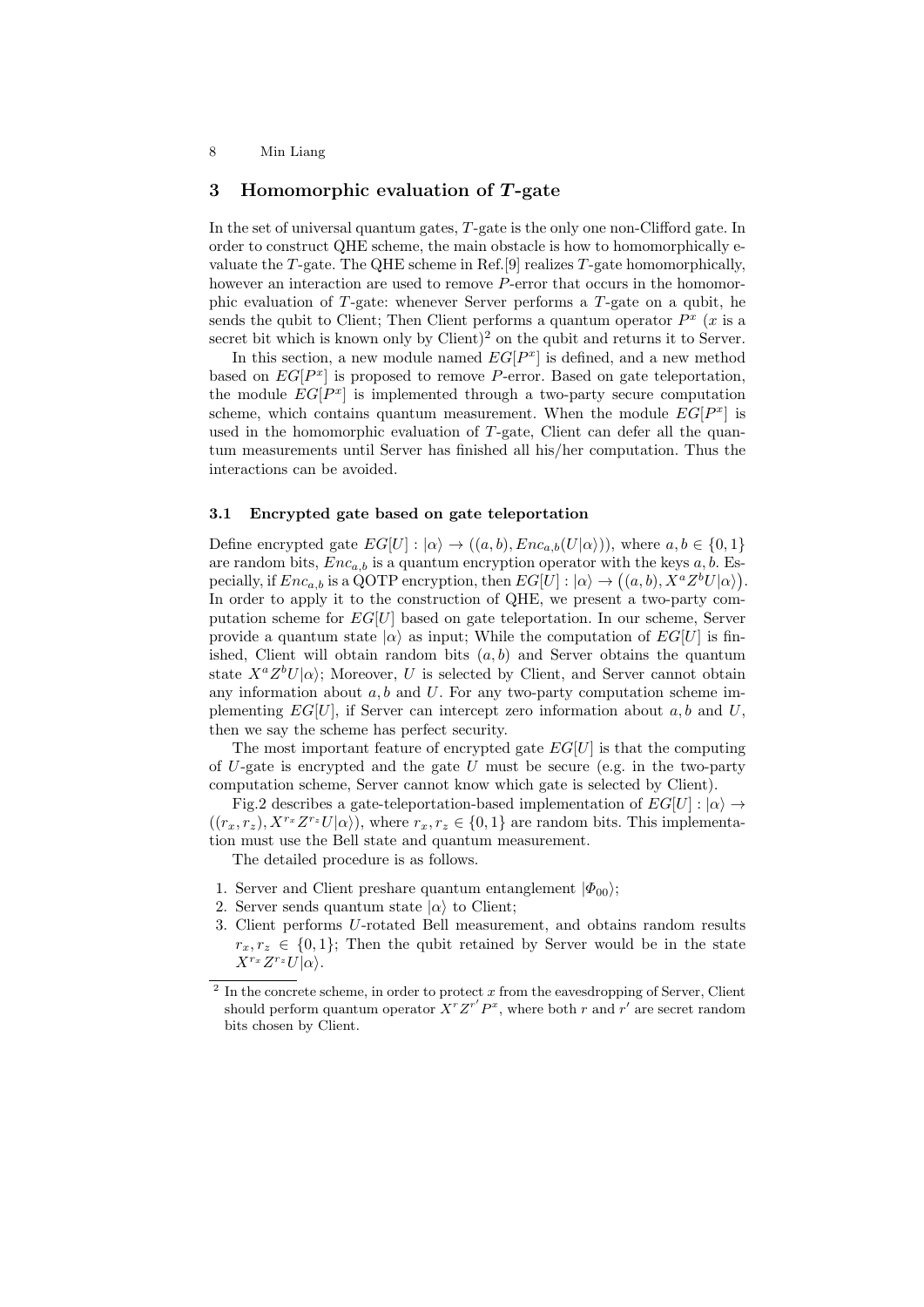## 3 Homomorphic evaluation of $T$-gate

In the set of universal quantum gates, $T$-gate is the only one non-Clifford gate. In order to construct QHE scheme, the main obstacle is how to homomorphically evaluate the $T$-gate. The QHE scheme in Ref.[9] realizes $T$-gate homomorphically, however an interaction are used to remove $P$-error that occurs in the homomorphic evaluation of $T$-gate: whenever Server performs a $T$-gate on a qubit, he sends the qubit to Client; Then Client performs a quantum operator $P^x$ ($x$ is a secret bit which is known only by Client)[2] on the qubit and returns it to Server.

In this section, a new module named $EG[P^x]$ is defined, and a new method based on $EG[P^x]$ is proposed to remove $P$-error. Based on gate teleportation, the module $EG[P^x]$ is implemented through a two-party secure computation scheme, which contains quantum measurement. When the module $EG[P^x]$ is used in the homomorphic evaluation of $T$-gate, Client can defer all the quantum measurements until Server has finished all his/her computation. Thus the interactions can be avoided.

### 3.1 Encrypted gate based on gate teleportation

Define encrypted gate $EG[U] : |\alpha\rangle \to ((a,b), Enc_{a,b}(U|\alpha\rangle))$, where $a, b \in \{0,1\}$ are random bits, $Enc_{a,b}$ is a quantum encryption operator with the keys $a, b$. Especially, if $Enc_{a,b}$ is a QOTP encryption, then $EG[U] : |\alpha\rangle \to \big((a,b), X^a Z^b U|\alpha\rangle\big)$. In order to apply it to the construction of QHE, we present a two-party computation scheme for $EG[U]$ based on gate teleportation. In our scheme, Server provide a quantum state $|\alpha\rangle$ as input; While the computation of $EG[U]$ is finished, Client will obtain random bits $(a,b)$ and Server obtains the quantum state $X^a Z^b U|\alpha\rangle$; Moreover, $U$ is selected by Client, and Server cannot obtain any information about $a, b$ and $U$. For any two-party computation scheme implementing $EG[U]$, if Server can intercept zero information about $a, b$ and $U$, then we say the scheme has perfect security.

The most important feature of encrypted gate $EG[U]$ is that the computing of $U$-gate is encrypted and the gate $U$ must be secure (e.g. in the two-party computation scheme, Server cannot know which gate is selected by Client).

Fig.2 describes a gate-teleportation-based implementation of $EG[U] : |\alpha\rangle \to ((r_x, r_z), X^{r_x} Z^{r_z} U|\alpha\rangle)$, where $r_x, r_z \in \{0,1\}$ are random bits. This implementation must use the Bell state and quantum measurement.

The detailed procedure is as follows.

1. Server and Client preshare quantum entanglement $|\Phi_{00}\rangle$;
2. Server sends quantum state $|\alpha\rangle$ to Client;
3. Client performs $U$-rotated Bell measurement, and obtains random results $r_x, r_z \in \{0,1\}$; Then the qubit retained by Server would be in the state $X^{r_x} Z^{r_z} U|\alpha\rangle$.

[2] In the concrete scheme, in order to protect $x$ from the eavesdropping of Server, Client should perform quantum operator $X^r Z^{r'} P^x$, where both $r$ and $r'$ are secret random bits chosen by Client.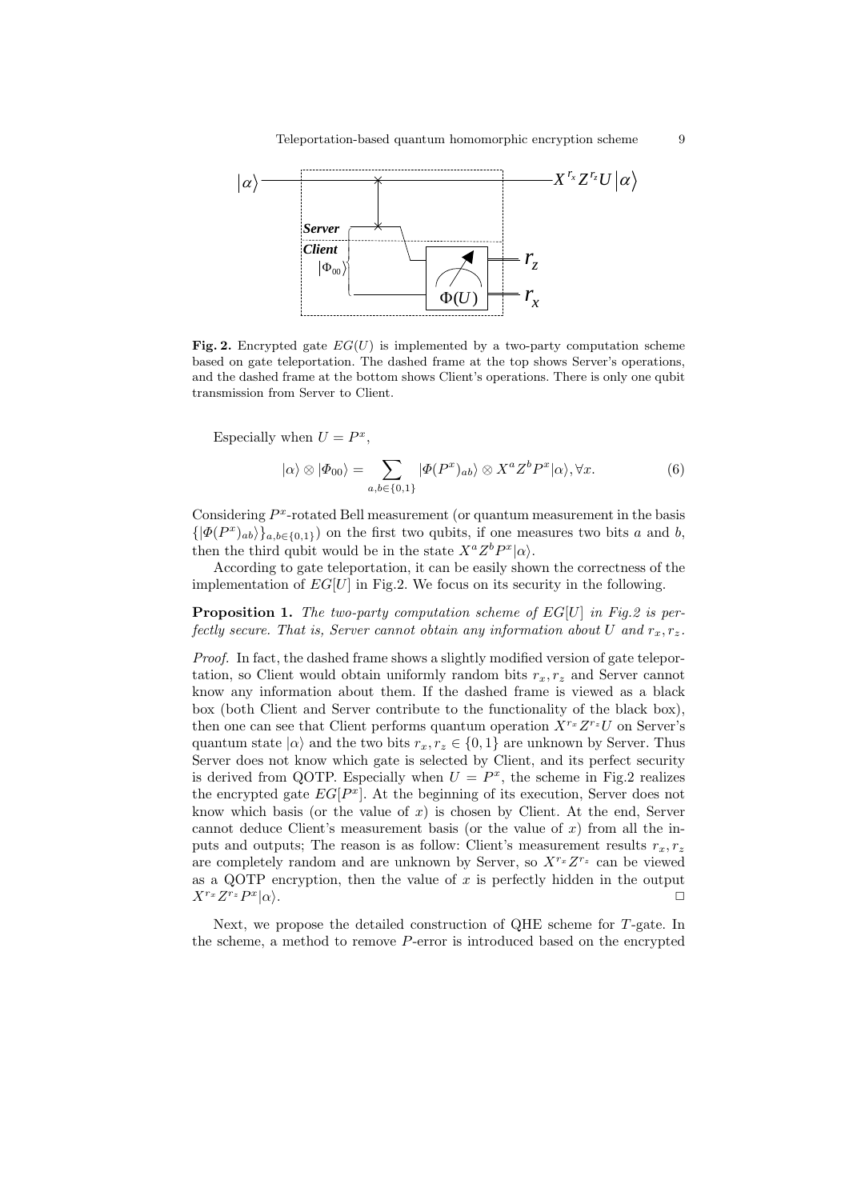**Fig. 2.** Encrypted gate $EG(U)$ is implemented by a two-party computation scheme based on gate teleportation. The dashed frame at the top shows Server's operations, and the dashed frame at the bottom shows Client's operations. There is only one qubit transmission from Server to Client.

Especially when $U = P^x$,

$$|\alpha\rangle \otimes |\Phi_{00}\rangle = \sum_{a,b\in\{0,1\}} |\Phi(P^x)_{ab}\rangle \otimes X^a Z^b P^x |\alpha\rangle, \forall x. \tag{6}$$

Considering $P^x$-rotated Bell measurement (or quantum measurement in the basis $\{|\Phi(P^x)_{ab}\rangle\}_{a,b\in\{0,1\}}$) on the first two qubits, if one measures two bits $a$ and $b$, then the third qubit would be in the state $X^a Z^b P^x |\alpha\rangle$.

According to gate teleportation, it can be easily shown the correctness of the implementation of $EG[U]$ in Fig.2. We focus on its security in the following.

**Proposition 1.** *The two-party computation scheme of $EG[U]$ in Fig.2 is perfectly secure. That is, Server cannot obtain any information about $U$ and $r_x, r_z$.*

*Proof.* In fact, the dashed frame shows a slightly modified version of gate teleportation, so Client would obtain uniformly random bits $r_x, r_z$ and Server cannot know any information about them. If the dashed frame is viewed as a black box (both Client and Server contribute to the functionality of the black box), then one can see that Client performs quantum operation $X^{r_x} Z^{r_z} U$ on Server's quantum state $|\alpha\rangle$ and the two bits $r_x, r_z \in \{0, 1\}$ are unknown by Server. Thus Server does not know which gate is selected by Client, and its perfect security is derived from QOTP. Especially when $U = P^x$, the scheme in Fig.2 realizes the encrypted gate $EG[P^x]$. At the beginning of its execution, Server does not know which basis (or the value of $x$) is chosen by Client. At the end, Server cannot deduce Client's measurement basis (or the value of $x$) from all the inputs and outputs; The reason is as follow: Client's measurement results $r_x, r_z$ are completely random and are unknown by Server, so $X^{r_x} Z^{r_z}$ can be viewed as a QOTP encryption, then the value of $x$ is perfectly hidden in the output $X^{r_x} Z^{r_z} P^x |\alpha\rangle$. □

Next, we propose the detailed construction of QHE scheme for $T$-gate. In the scheme, a method to remove $P$-error is introduced based on the encrypted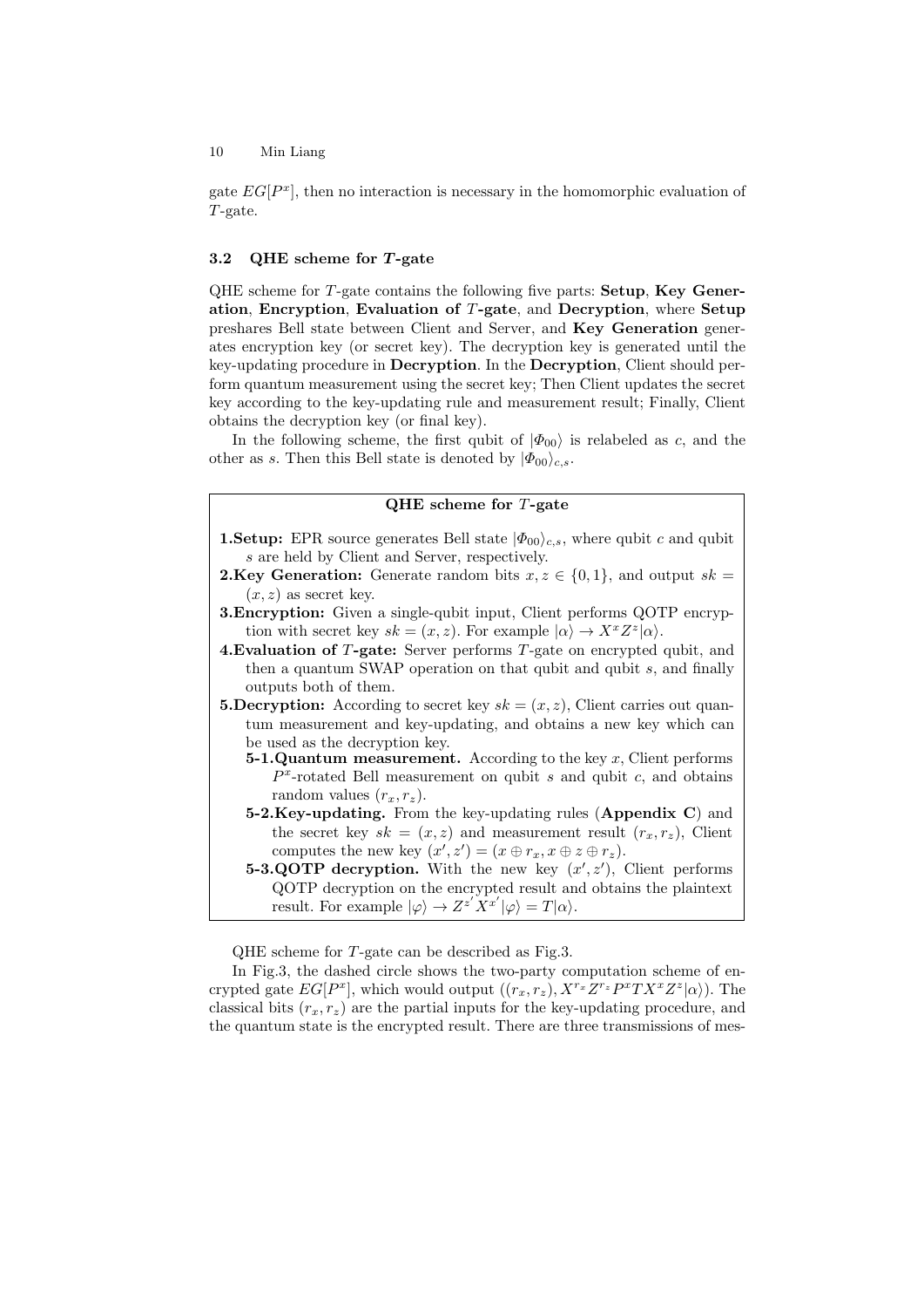gate $EG[P^x]$, then no interaction is necessary in the homomorphic evaluation of $T$-gate.

### 3.2 QHE scheme for $T$-gate

QHE scheme for $T$-gate contains the following five parts: **Setup**, **Key Generation**, **Encryption**, **Evaluation of $T$-gate**, and **Decryption**, where **Setup** preshares Bell state between Client and Server, and **Key Generation** generates encryption key (or secret key). The decryption key is generated until the key-updating procedure in **Decryption**. In the **Decryption**, Client should perform quantum measurement using the secret key; Then Client updates the secret key according to the key-updating rule and measurement result; Finally, Client obtains the decryption key (or final key).

In the following scheme, the first qubit of $|\Phi_{00}\rangle$ is relabeled as $c$, and the other as $s$. Then this Bell state is denoted by $|\Phi_{00}\rangle_{c,s}$.

**QHE scheme for $T$-gate**

**1.Setup:** EPR source generates Bell state $|\Phi_{00}\rangle_{c,s}$, where qubit $c$ and qubit $s$ are held by Client and Server, respectively.

**2.Key Generation:** Generate random bits $x, z \in \{0, 1\}$, and output $sk = (x, z)$ as secret key.

**3.Encryption:** Given a single-qubit input, Client performs QOTP encryption with secret key $sk = (x, z)$. For example $|\alpha\rangle \to X^x Z^z |\alpha\rangle$.

**4.Evaluation of $T$-gate:** Server performs $T$-gate on encrypted qubit, and then a quantum SWAP operation on that qubit and qubit $s$, and finally outputs both of them.

**5.Decryption:** According to secret key $sk = (x, z)$, Client carries out quantum measurement and key-updating, and obtains a new key which can be used as the decryption key.

- **5-1.Quantum measurement.** According to the key $x$, Client performs $P^x$-rotated Bell measurement on qubit $s$ and qubit $c$, and obtains random values $(r_x, r_z)$.
- **5-2.Key-updating.** From the key-updating rules (**Appendix C**) and the secret key $sk = (x, z)$ and measurement result $(r_x, r_z)$, Client computes the new key $(x', z') = (x \oplus r_x, x \oplus z \oplus r_z)$.
- **5-3.QOTP decryption.** With the new key $(x', z')$, Client performs QOTP decryption on the encrypted result and obtains the plaintext result. For example $|\varphi\rangle \to Z^{z'} X^{x'} |\varphi\rangle = T|\alpha\rangle$.

QHE scheme for $T$-gate can be described as Fig.3.

In Fig.3, the dashed circle shows the two-party computation scheme of encrypted gate $EG[P^x]$, which would output $((r_x, r_z), X^{r_x} Z^{r_z} P^x T X^x Z^z |\alpha\rangle)$. The classical bits $(r_x, r_z)$ are the partial inputs for the key-updating procedure, and the quantum state is the encrypted result. There are three transmissions of mes-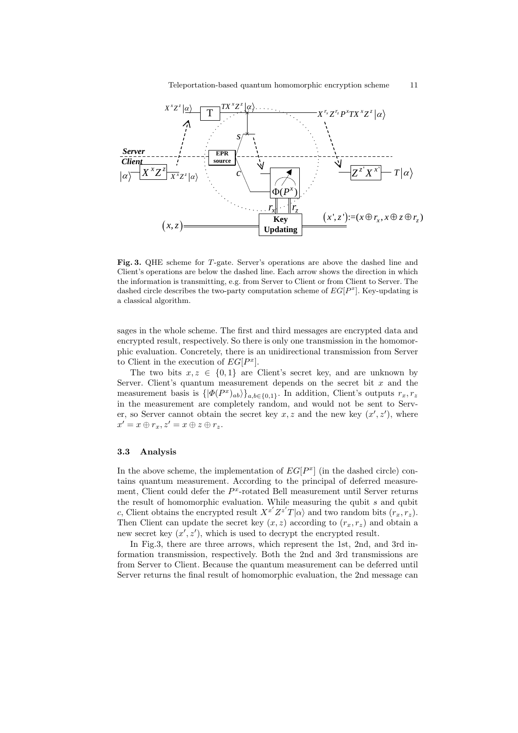**Fig. 3.** QHE scheme for $T$-gate. Server's operations are above the dashed line and Client's operations are below the dashed line. Each arrow shows the direction in which the information is transmitting, e.g. from Server to Client or from Client to Server. The dashed circle describes the two-party computation scheme of $EG[P^x]$. Key-updating is a classical algorithm.

sages in the whole scheme. The first and third messages are encrypted data and encrypted result, respectively. So there is only one transmission in the homomorphic evaluation. Concretely, there is an unidirectional transmission from Server to Client in the execution of $EG[P^x]$.

The two bits $x, z \in \{0, 1\}$ are Client's secret key, and are unknown by Server. Client's quantum measurement depends on the secret bit $x$ and the measurement basis is $\{|\Phi(P^x)_{ab}\rangle\}_{a,b\in\{0,1\}}$. In addition, Client's outputs $r_x, r_z$ in the measurement are completely random, and would not be sent to Server, so Server cannot obtain the secret key $x, z$ and the new key $(x', z')$, where $x' = x \oplus r_x, z' = x \oplus z \oplus r_z$.

### 3.3 Analysis

In the above scheme, the implementation of $EG[P^x]$ (in the dashed circle) contains quantum measurement. According to the principal of deferred measurement, Client could defer the $P^x$-rotated Bell measurement until Server returns the result of homomorphic evaluation. While measuring the qubit $s$ and qubit $c$, Client obtains the encrypted result $X^{x'}Z^{z'}T|\alpha\rangle$ and two random bits $(r_x, r_z)$. Then Client can update the secret key $(x, z)$ according to $(r_x, r_z)$ and obtain a new secret key $(x', z')$, which is used to decrypt the encrypted result.

In Fig.3, there are three arrows, which represent the 1st, 2nd, and 3rd information transmission, respectively. Both the 2nd and 3rd transmissions are from Server to Client. Because the quantum measurement can be deferred until Server returns the final result of homomorphic evaluation, the 2nd message can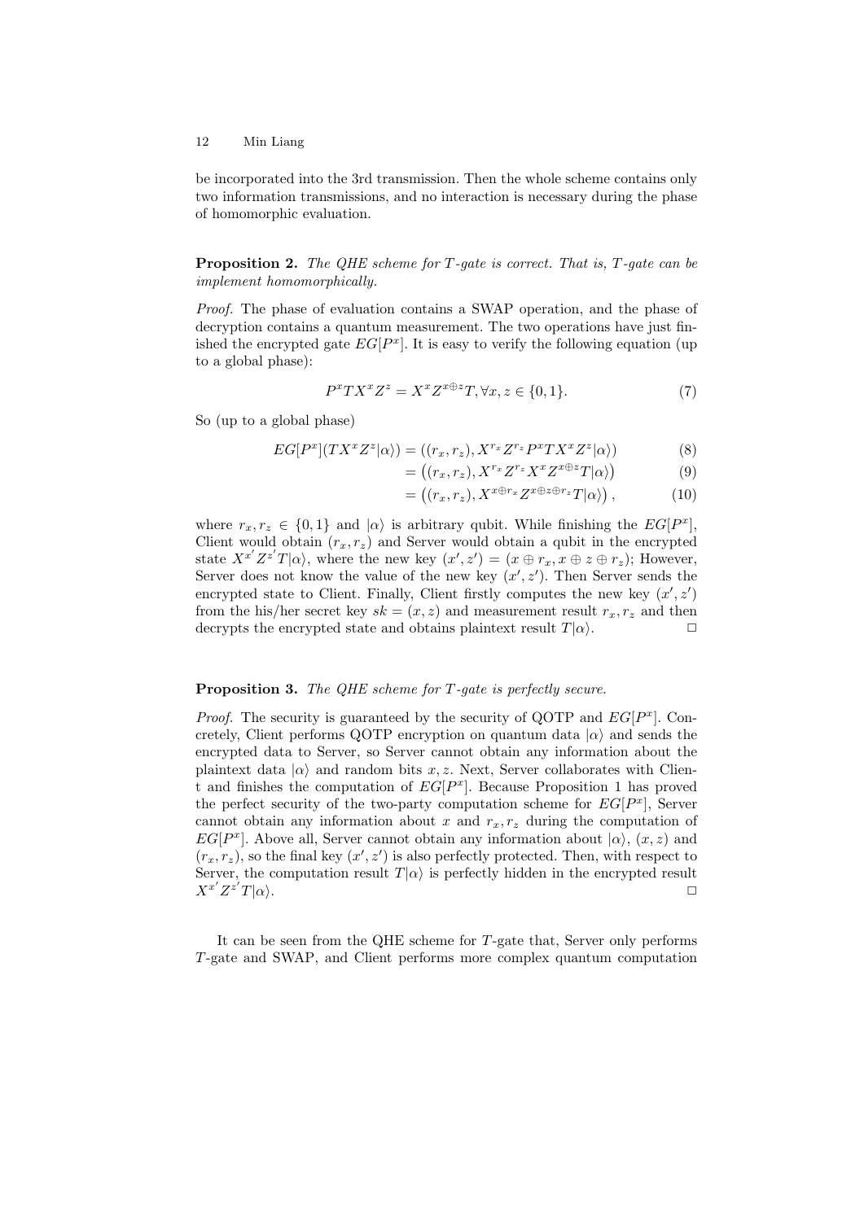be incorporated into the 3rd transmission. Then the whole scheme contains only two information transmissions, and no interaction is necessary during the phase of homomorphic evaluation.

**Proposition 2.** *The QHE scheme for $T$-gate is correct. That is, $T$-gate can be implement homomorphically.*

*Proof.* The phase of evaluation contains a SWAP operation, and the phase of decryption contains a quantum measurement. The two operations have just finished the encrypted gate $EG[P^x]$. It is easy to verify the following equation (up to a global phase):

$$P^x T X^x Z^z = X^x Z^{x \oplus z} T, \forall x, z \in \{0, 1\}. \tag{7}$$

So (up to a global phase)

$$EG[P^x](TX^xZ^z|\alpha\rangle) = ((r_x, r_z), X^{r_x}Z^{r_z}P^xTX^xZ^z|\alpha\rangle) \tag{8}$$

$$= \left((r_x, r_z), X^{r_x}Z^{r_z}X^xZ^{x\oplus z}T|\alpha\rangle\right) \tag{9}$$

$$= \left((r_x, r_z), X^{x\oplus r_x}Z^{x\oplus z\oplus r_z}T|\alpha\rangle\right), \tag{10}$$

where $r_x, r_z \in \{0, 1\}$ and $|\alpha\rangle$ is arbitrary qubit. While finishing the $EG[P^x]$, Client would obtain $(r_x, r_z)$ and Server would obtain a qubit in the encrypted state $X^{x'}Z^{z'}T|\alpha\rangle$, where the new key $(x', z') = (x \oplus r_x, x \oplus z \oplus r_z)$; However, Server does not know the value of the new key $(x', z')$. Then Server sends the encrypted state to Client. Finally, Client firstly computes the new key $(x', z')$ from the his/her secret key $sk = (x, z)$ and measurement result $r_x, r_z$ and then decrypts the encrypted state and obtains plaintext result $T|\alpha\rangle$. □

**Proposition 3.** *The QHE scheme for $T$-gate is perfectly secure.*

*Proof.* The security is guaranteed by the security of QOTP and $EG[P^x]$. Concretely, Client performs QOTP encryption on quantum data $|\alpha\rangle$ and sends the encrypted data to Server, so Server cannot obtain any information about the plaintext data $|\alpha\rangle$ and random bits $x, z$. Next, Server collaborates with Client and finishes the computation of $EG[P^x]$. Because Proposition 1 has proved the perfect security of the two-party computation scheme for $EG[P^x]$, Server cannot obtain any information about $x$ and $r_x, r_z$ during the computation of $EG[P^x]$. Above all, Server cannot obtain any information about $|\alpha\rangle$, $(x, z)$ and $(r_x, r_z)$, so the final key $(x', z')$ is also perfectly protected. Then, with respect to Server, the computation result $T|\alpha\rangle$ is perfectly hidden in the encrypted result $X^{x'}Z^{z'}T|\alpha\rangle$. □

It can be seen from the QHE scheme for $T$-gate that, Server only performs $T$-gate and SWAP, and Client performs more complex quantum computation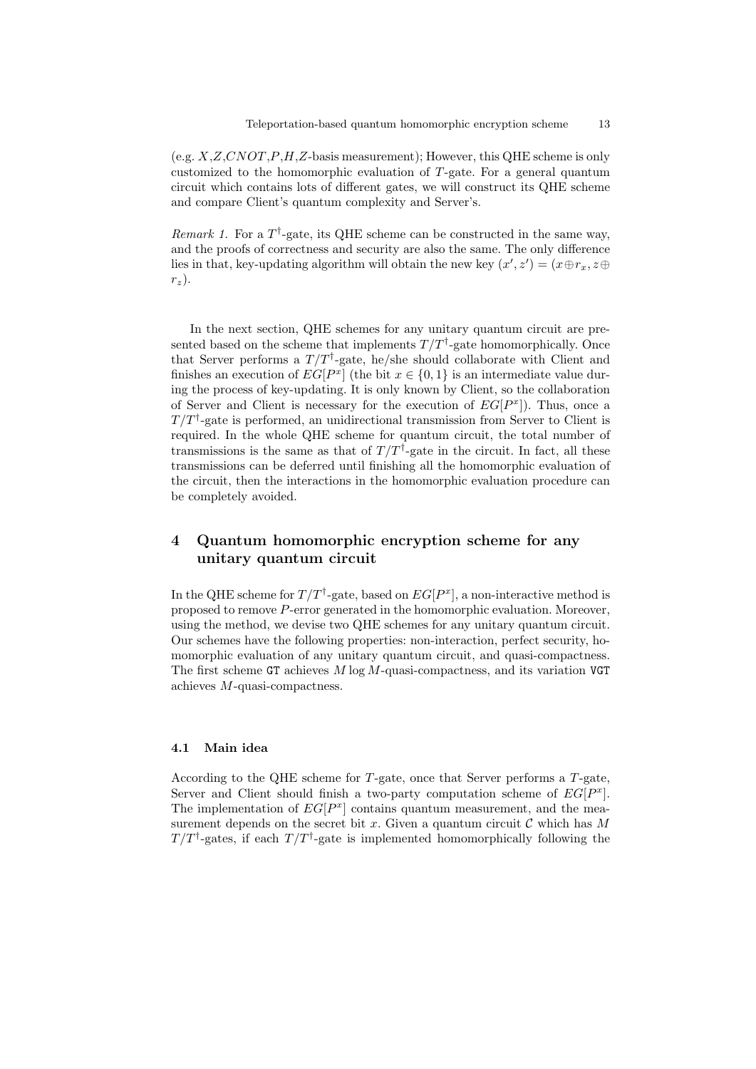(e.g. $X$,$Z$,$CNOT$,$P$,$H$,$Z$-basis measurement); However, this QHE scheme is only customized to the homomorphic evaluation of $T$-gate. For a general quantum circuit which contains lots of different gates, we will construct its QHE scheme and compare Client's quantum complexity and Server's.

*Remark 1.* For a $T^\dagger$-gate, its QHE scheme can be constructed in the same way, and the proofs of correctness and security are also the same. The only difference lies in that, key-updating algorithm will obtain the new key $(x', z') = (x \oplus r_x, z \oplus r_z)$.

In the next section, QHE schemes for any unitary quantum circuit are presented based on the scheme that implements $T/T^\dagger$-gate homomorphically. Once that Server performs a $T/T^\dagger$-gate, he/she should collaborate with Client and finishes an execution of $EG[P^x]$ (the bit $x \in \{0, 1\}$ is an intermediate value during the process of key-updating. It is only known by Client, so the collaboration of Server and Client is necessary for the execution of $EG[P^x]$). Thus, once a $T/T^\dagger$-gate is performed, an unidirectional transmission from Server to Client is required. In the whole QHE scheme for quantum circuit, the total number of transmissions is the same as that of $T/T^\dagger$-gate in the circuit. In fact, all these transmissions can be deferred until finishing all the homomorphic evaluation of the circuit, then the interactions in the homomorphic evaluation procedure can be completely avoided.

## 4 Quantum homomorphic encryption scheme for any unitary quantum circuit

In the QHE scheme for $T/T^\dagger$-gate, based on $EG[P^x]$, a non-interactive method is proposed to remove $P$-error generated in the homomorphic evaluation. Moreover, using the method, we devise two QHE schemes for any unitary quantum circuit. Our schemes have the following properties: non-interaction, perfect security, homomorphic evaluation of any unitary quantum circuit, and quasi-compactness. The first scheme GT achieves $M \log M$-quasi-compactness, and its variation VGT achieves $M$-quasi-compactness.

### 4.1 Main idea

According to the QHE scheme for $T$-gate, once that Server performs a $T$-gate, Server and Client should finish a two-party computation scheme of $EG[P^x]$. The implementation of $EG[P^x]$ contains quantum measurement, and the measurement depends on the secret bit $x$. Given a quantum circuit $\mathcal{C}$ which has $M$ $T/T^\dagger$-gates, if each $T/T^\dagger$-gate is implemented homomorphically following the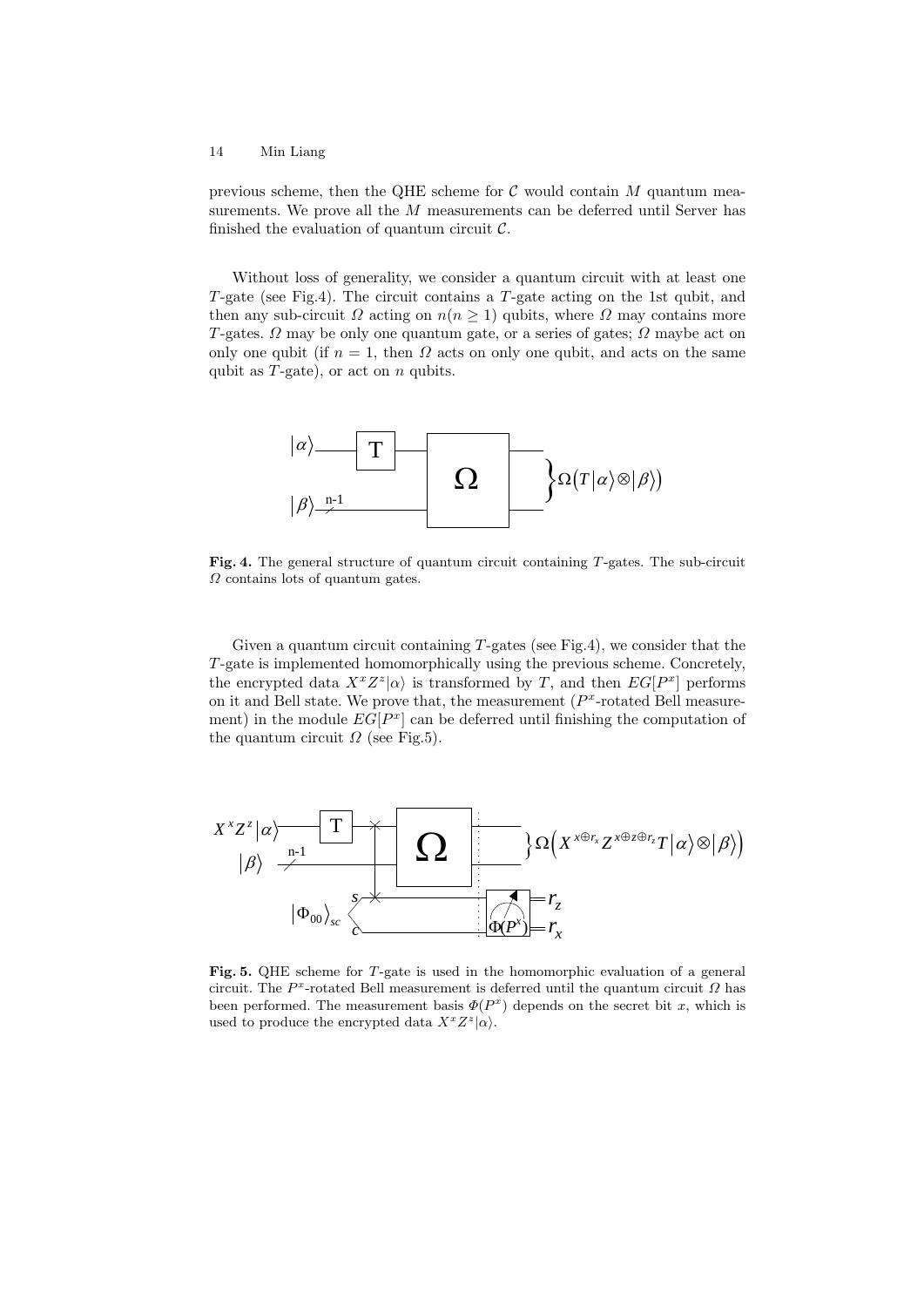previous scheme, then the QHE scheme for $\mathcal{C}$ would contain $M$ quantum measurements. We prove all the $M$ measurements can be deferred until Server has finished the evaluation of quantum circuit $\mathcal{C}$.

Without loss of generality, we consider a quantum circuit with at least one $T$-gate (see Fig.4). The circuit contains a $T$-gate acting on the 1st qubit, and then any sub-circuit $\Omega$ acting on $n(n \geq 1)$ qubits, where $\Omega$ may contains more $T$-gates. $\Omega$ may be only one quantum gate, or a series of gates; $\Omega$ maybe act on only one qubit (if $n = 1$, then $\Omega$ acts on only one qubit, and acts on the same qubit as $T$-gate), or act on $n$ qubits.

**Fig. 4.** The general structure of quantum circuit containing $T$-gates. The sub-circuit $\Omega$ contains lots of quantum gates.

Given a quantum circuit containing $T$-gates (see Fig.4), we consider that the $T$-gate is implemented homomorphically using the previous scheme. Concretely, the encrypted data $X^x Z^z|\alpha\rangle$ is transformed by $T$, and then $EG[P^x]$ performs on it and Bell state. We prove that, the measurement ($P^x$-rotated Bell measurement) in the module $EG[P^x]$ can be deferred until finishing the computation of the quantum circuit $\Omega$ (see Fig.5).

**Fig. 5.** QHE scheme for $T$-gate is used in the homomorphic evaluation of a general circuit. The $P^x$-rotated Bell measurement is deferred until the quantum circuit $\Omega$ has been performed. The measurement basis $\Phi(P^x)$ depends on the secret bit $x$, which is used to produce the encrypted data $X^x Z^z|\alpha\rangle$.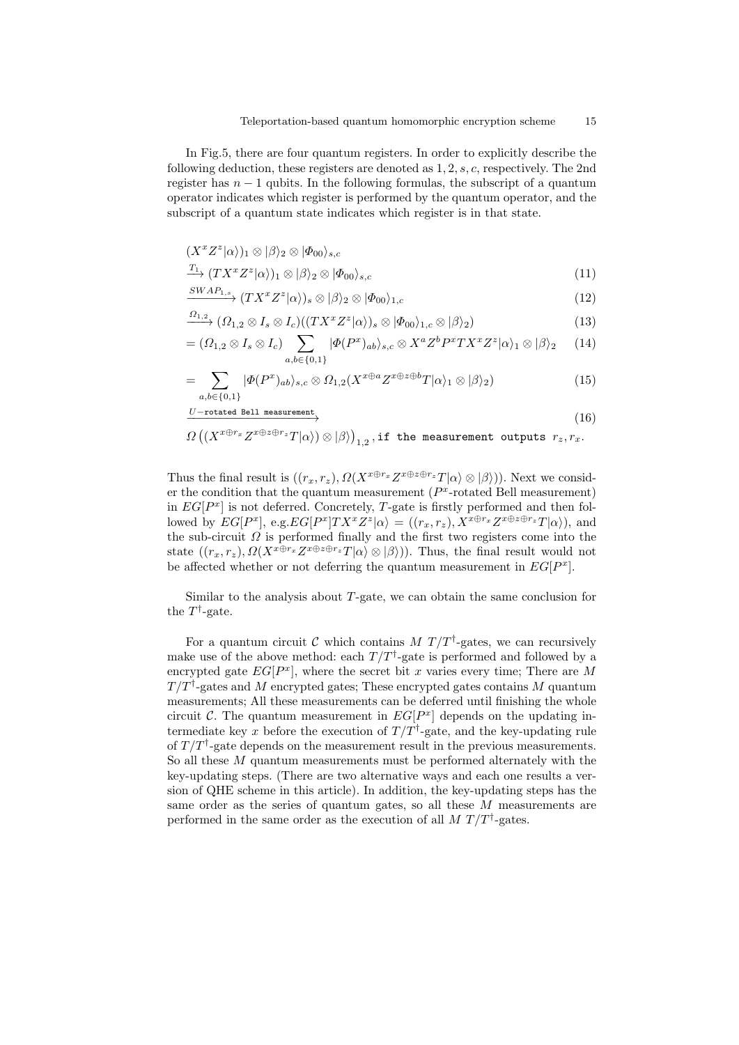In Fig.5, there are four quantum registers. In order to explicitly describe the following deduction, these registers are denoted as $1, 2, s, c$, respectively. The 2nd register has $n-1$ qubits. In the following formulas, the subscript of a quantum operator indicates which register is performed by the quantum operator, and the subscript of a quantum state indicates which register is in that state.

$$
\begin{aligned}
& (X^x Z^z|\alpha\rangle)_1 \otimes |\beta\rangle_2 \otimes |\Phi_{00}\rangle_{s,c} \\
& \xrightarrow{T_1} (TX^x Z^z|\alpha\rangle)_1 \otimes |\beta\rangle_2 \otimes |\Phi_{00}\rangle_{s,c} && (11) \\
& \xrightarrow{SWAP_{1,s}} (TX^x Z^z|\alpha\rangle)_s \otimes |\beta\rangle_2 \otimes |\Phi_{00}\rangle_{1,c} && (12) \\
& \xrightarrow{\Omega_{1,2}} (\Omega_{1,2} \otimes I_s \otimes I_c)((TX^x Z^z|\alpha\rangle)_s \otimes |\Phi_{00}\rangle_{1,c} \otimes |\beta\rangle_2) && (13) \\
& = (\Omega_{1,2} \otimes I_s \otimes I_c) \sum_{a,b\in\{0,1\}} |\Phi(P^x)_{ab}\rangle_{s,c} \otimes X^a Z^b P^x T X^x Z^z |\alpha\rangle_1 \otimes |\beta\rangle_2 && (14) \\
& = \sum_{a,b\in\{0,1\}} |\Phi(P^x)_{ab}\rangle_{s,c} \otimes \Omega_{1,2}(X^{x\oplus a} Z^{x\oplus z\oplus b} T|\alpha\rangle_1 \otimes |\beta\rangle_2) && (15) \\
& \xrightarrow{U-\texttt{rotated Bell measurement}} && (16) \\
& \Omega\left((X^{x\oplus r_x} Z^{x\oplus z\oplus r_z} T|\alpha\rangle) \otimes |\beta\rangle\right)_{1,2}, \texttt{if the measurement outputs } r_z, r_x.
\end{aligned}
$$

Thus the final result is $((r_x, r_z), \Omega(X^{x\oplus r_x} Z^{x\oplus z\oplus r_z} T|\alpha\rangle \otimes |\beta\rangle))$. Next we consider the condition that the quantum measurement ($P^x$-rotated Bell measurement) in $EG[P^x]$ is not deferred. Concretely, $T$-gate is firstly performed and then followed by $EG[P^x]$, e.g.$EG[P^x]TX^x Z^z|\alpha\rangle = ((r_x, r_z), X^{x\oplus r_x} Z^{x\oplus z\oplus r_z} T|\alpha\rangle)$, and the sub-circuit $\Omega$ is performed finally and the first two registers come into the state $((r_x, r_z), \Omega(X^{x\oplus r_x} Z^{x\oplus z\oplus r_z} T|\alpha\rangle \otimes |\beta\rangle))$. Thus, the final result would not be affected whether or not deferring the quantum measurement in $EG[P^x]$.

Similar to the analysis about $T$-gate, we can obtain the same conclusion for the $T^\dagger$-gate.

For a quantum circuit $\mathcal{C}$ which contains $M$ $T/T^\dagger$-gates, we can recursively make use of the above method: each $T/T^\dagger$-gate is performed and followed by a encrypted gate $EG[P^x]$, where the secret bit $x$ varies every time; There are $M$ $T/T^\dagger$-gates and $M$ encrypted gates; These encrypted gates contains $M$ quantum measurements; All these measurements can be deferred until finishing the whole circuit $\mathcal{C}$. The quantum measurement in $EG[P^x]$ depends on the updating intermediate key $x$ before the execution of $T/T^\dagger$-gate, and the key-updating rule of $T/T^\dagger$-gate depends on the measurement result in the previous measurements. So all these $M$ quantum measurements must be performed alternately with the key-updating steps. (There are two alternative ways and each one results a version of QHE scheme in this article). In addition, the key-updating steps has the same order as the series of quantum gates, so all these $M$ measurements are performed in the same order as the execution of all $M$ $T/T^\dagger$-gates.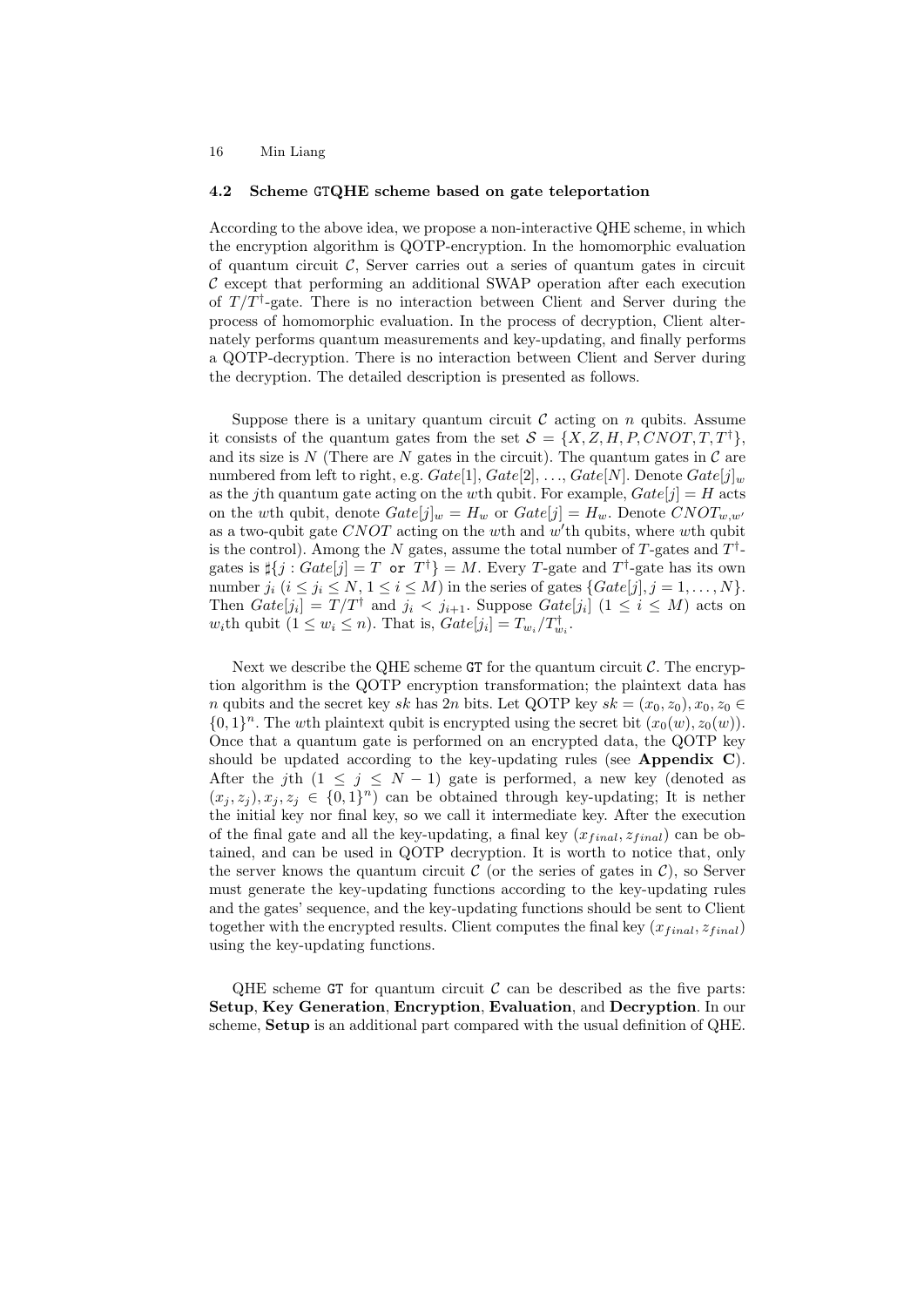### 4.2 Scheme GTQHE scheme based on gate teleportation

According to the above idea, we propose a non-interactive QHE scheme, in which the encryption algorithm is QOTP-encryption. In the homomorphic evaluation of quantum circuit $\mathcal{C}$, Server carries out a series of quantum gates in circuit $\mathcal{C}$ except that performing an additional SWAP operation after each execution of $T/T^{\dagger}$-gate. There is no interaction between Client and Server during the process of homomorphic evaluation. In the process of decryption, Client alternately performs quantum measurements and key-updating, and finally performs a QOTP-decryption. There is no interaction between Client and Server during the decryption. The detailed description is presented as follows.

Suppose there is a unitary quantum circuit $\mathcal{C}$ acting on $n$ qubits. Assume it consists of the quantum gates from the set $\mathcal{S} = \{X, Z, H, P, CNOT, T, T^{\dagger}\}$, and its size is $N$ (There are $N$ gates in the circuit). The quantum gates in $\mathcal{C}$ are numbered from left to right, e.g. $Gate[1]$, $Gate[2]$, ..., $Gate[N]$. Denote $Gate[j]_w$ as the $j$th quantum gate acting on the $w$th qubit. For example, $Gate[j] = H$ acts on the $w$th qubit, denote $Gate[j]_w = H_w$ or $Gate[j] = H_w$. Denote $CNOT_{w,w'}$ as a two-qubit gate $CNOT$ acting on the $w$th and $w'$th qubits, where $w$th qubit is the control). Among the $N$ gates, assume the total number of $T$-gates and $T^{\dagger}$-gates is $\sharp\{j : Gate[j] = T \texttt{ or } T^{\dagger}\} = M$. Every $T$-gate and $T^{\dagger}$-gate has its own number $j_i$ $(i \leq j_i \leq N, 1 \leq i \leq M)$ in the series of gates $\{Gate[j], j = 1, \ldots, N\}$. Then $Gate[j_i] = T/T^{\dagger}$ and $j_i < j_{i+1}$. Suppose $Gate[j_i]$ $(1 \leq i \leq M)$ acts on $w_i$th qubit $(1 \leq w_i \leq n)$. That is, $Gate[j_i] = T_{w_i}/T^{\dagger}_{w_i}$.

Next we describe the QHE scheme GT for the quantum circuit $\mathcal{C}$. The encryption algorithm is the QOTP encryption transformation; the plaintext data has $n$ qubits and the secret key $sk$ has $2n$ bits. Let QOTP key $sk = (x_0, z_0), x_0, z_0 \in \{0,1\}^n$. The $w$th plaintext qubit is encrypted using the secret bit $(x_0(w), z_0(w))$. Once that a quantum gate is performed on an encrypted data, the QOTP key should be updated according to the key-updating rules (see **Appendix C**). After the $j$th $(1 \leq j \leq N-1)$ gate is performed, a new key (denoted as $(x_j, z_j), x_j, z_j \in \{0,1\}^n$) can be obtained through key-updating; It is nether the initial key nor final key, so we call it intermediate key. After the execution of the final gate and all the key-updating, a final key $(x_{final}, z_{final})$ can be obtained, and can be used in QOTP decryption. It is worth to notice that, only the server knows the quantum circuit $\mathcal{C}$ (or the series of gates in $\mathcal{C}$), so Server must generate the key-updating functions according to the key-updating rules and the gates' sequence, and the key-updating functions should be sent to Client together with the encrypted results. Client computes the final key $(x_{final}, z_{final})$ using the key-updating functions.

QHE scheme GT for quantum circuit $\mathcal{C}$ can be described as the five parts: **Setup**, **Key Generation**, **Encryption**, **Evaluation**, and **Decryption**. In our scheme, **Setup** is an additional part compared with the usual definition of QHE.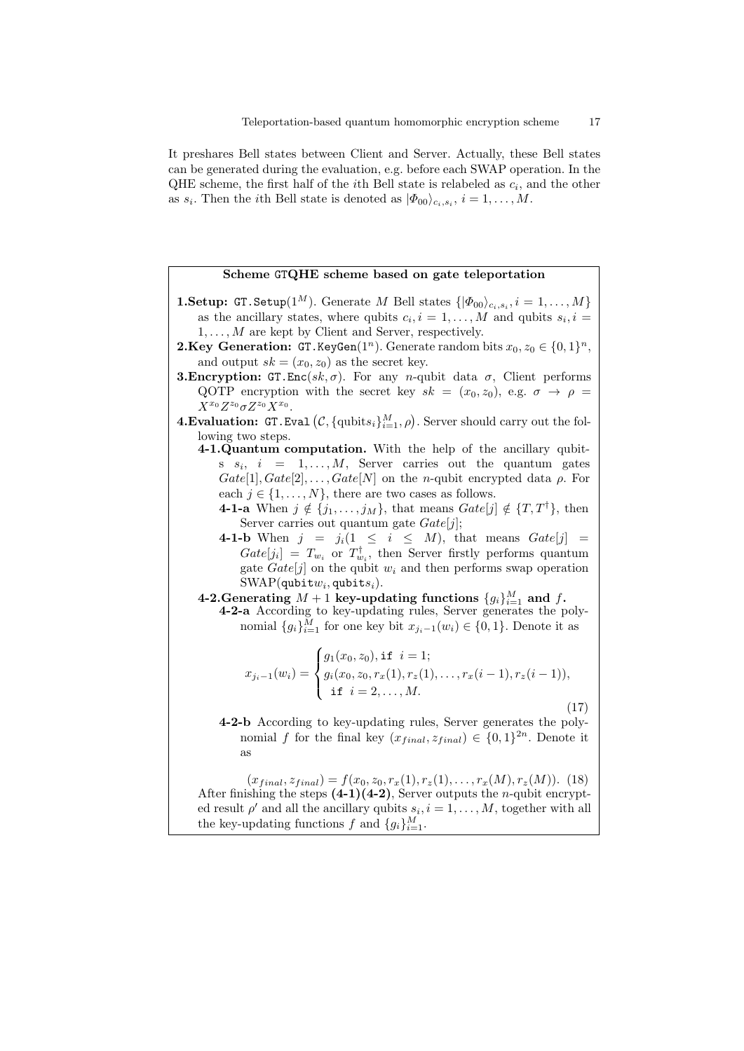It preshares Bell states between Client and Server. Actually, these Bell states can be generated during the evaluation, e.g. before each SWAP operation. In the QHE scheme, the first half of the $i$th Bell state is relabeled as $c_i$, and the other as $s_i$. Then the $i$th Bell state is denoted as $|\Phi_{00}\rangle_{c_i,s_i}$, $i = 1, \ldots, M$.

**Scheme GTQHE scheme based on gate teleportation**

**1.Setup:** `GT.Setup`$(1^M)$. Generate $M$ Bell states $\{|\Phi_{00}\rangle_{c_i,s_i}, i = 1, \ldots, M\}$ as the ancillary states, where qubits $c_i, i = 1, \ldots, M$ and qubits $s_i, i = 1, \ldots, M$ are kept by Client and Server, respectively.

**2.Key Generation:** `GT.KeyGen`$(1^n)$. Generate random bits $x_0, z_0 \in \{0,1\}^n$, and output $sk = (x_0, z_0)$ as the secret key.

**3.Encryption:** `GT.Enc`$(sk, \sigma)$. For any $n$-qubit data $\sigma$, Client performs QOTP encryption with the secret key $sk = (x_0, z_0)$, e.g. $\sigma \to \rho = X^{x_0} Z^{z_0} \sigma Z^{z_0} X^{x_0}$.

**4.Evaluation:** `GT.Eval`$\left(\mathcal{C}, \{\text{qubits}_i\}_{i=1}^M, \rho\right)$. Server should carry out the following two steps.

- **4-1.Quantum computation.** With the help of the ancillary qubits $s_i$, $i = 1, \ldots, M$, Server carries out the quantum gates $Gate[1], Gate[2], \ldots, Gate[N]$ on the $n$-qubit encrypted data $\rho$. For each $j \in \{1, \ldots, N\}$, there are two cases as follows.
  - **4-1-a** When $j \notin \{j_1, \ldots, j_M\}$, that means $Gate[j] \notin \{T, T^\dagger\}$, then Server carries out quantum gate $Gate[j]$;
  - **4-1-b** When $j = j_i (1 \leq i \leq M)$, that means $Gate[j] = Gate[j_i] = T_{w_i}$ or $T_{w_i}^\dagger$, then Server firstly performs quantum gate $Gate[j]$ on the qubit $w_i$ and then performs swap operation $\text{SWAP}(\texttt{qubit}w_i, \texttt{qubit}s_i)$.
- **4-2.Generating $M+1$ key-updating functions $\{g_i\}_{i=1}^M$ and $f$.**
  - **4-2-a** According to key-updating rules, Server generates the polynomial $\{g_i\}_{i=1}^M$ for one key bit $x_{j_i-1}(w_i) \in \{0,1\}$. Denote it as

$$x_{j_i-1}(w_i) = \begin{cases} g_1(x_0, z_0), \texttt{if } \ i = 1; \\ g_i(x_0, z_0, r_x(1), r_z(1), \ldots, r_x(i-1), r_z(i-1)), \\ \ \texttt{if } \ i = 2, \ldots, M. \end{cases} \tag{17}$$

  - **4-2-b** According to key-updating rules, Server generates the polynomial $f$ for the final key $(x_{final}, z_{final}) \in \{0,1\}^{2n}$. Denote it as

$$(x_{final}, z_{final}) = f(x_0, z_0, r_x(1), r_z(1), \ldots, r_x(M), r_z(M)). \tag{18}$$

After finishing the steps **(4-1)(4-2)**, Server outputs the $n$-qubit encrypted result $\rho'$ and all the ancillary qubits $s_i, i = 1, \ldots, M$, together with all the key-updating functions $f$ and $\{g_i\}_{i=1}^M$.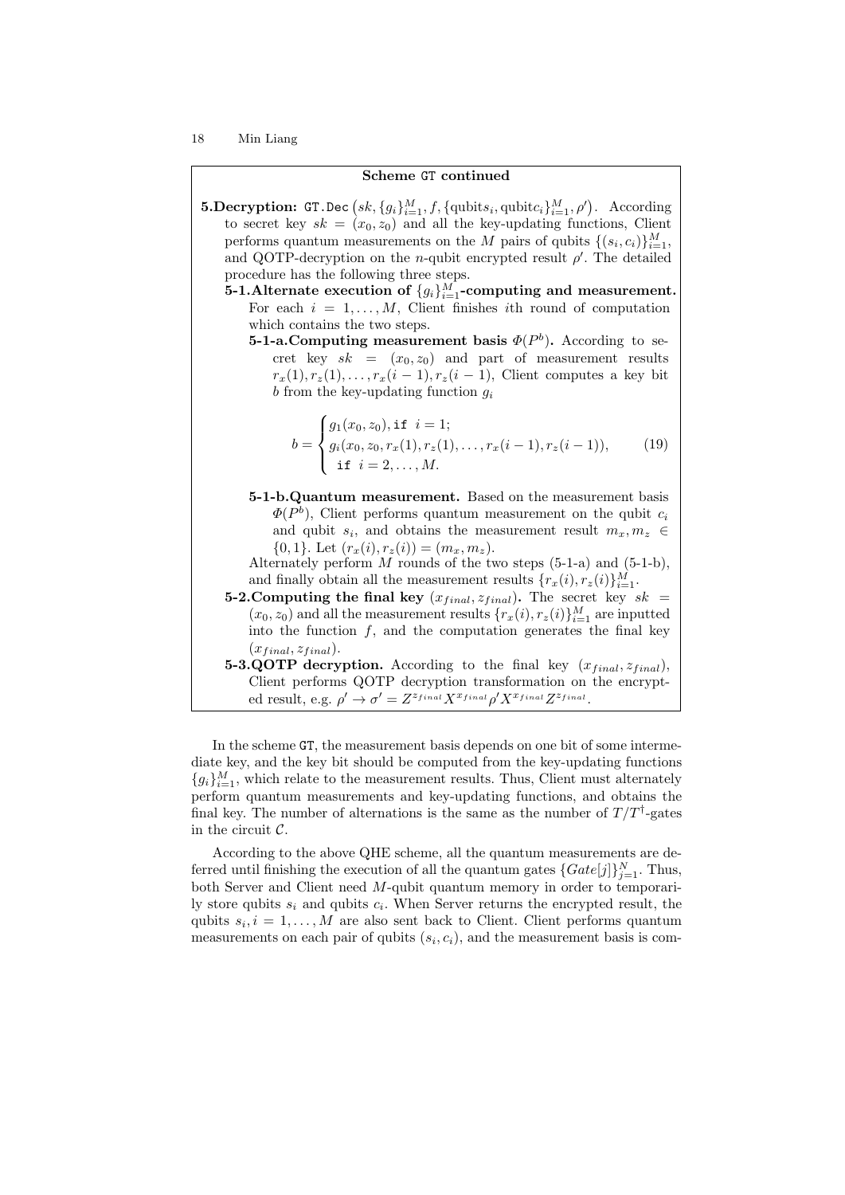**Scheme GT continued**

**5.Decryption:** GT.Dec $\left(sk, \{g_i\}_{i=1}^M, f, \{\text{qubit}s_i, \text{qubit}c_i\}_{i=1}^M, \rho'\right)$. According to secret key $sk = (x_0, z_0)$ and all the key-updating functions, Client performs quantum measurements on the $M$ pairs of qubits $\{(s_i, c_i)\}_{i=1}^M$, and QOTP-decryption on the $n$-qubit encrypted result $\rho'$. The detailed procedure has the following three steps.

**5-1.Alternate execution of $\{g_i\}_{i=1}^M$-computing and measurement.** For each $i = 1, \ldots, M$, Client finishes $i$th round of computation which contains the two steps.

**5-1-a.Computing measurement basis $\Phi(P^b)$.** According to secret key $sk = (x_0, z_0)$ and part of measurement results $r_x(1), r_z(1), \ldots, r_x(i-1), r_z(i-1)$, Client computes a key bit $b$ from the key-updating function $g_i$

$$b = \begin{cases} g_1(x_0, z_0), \texttt{if } \ i = 1; \\ g_i(x_0, z_0, r_x(1), r_z(1), \ldots, r_x(i-1), r_z(i-1)), \\ \ \texttt{if } \ i = 2, \ldots, M. \end{cases} \tag{19}$$

**5-1-b.Quantum measurement.** Based on the measurement basis $\Phi(P^b)$, Client performs quantum measurement on the qubit $c_i$ and qubit $s_i$, and obtains the measurement result $m_x, m_z \in \{0, 1\}$. Let $(r_x(i), r_z(i)) = (m_x, m_z)$.

Alternately perform $M$ rounds of the two steps (5-1-a) and (5-1-b), and finally obtain all the measurement results $\{r_x(i), r_z(i)\}_{i=1}^M$.

**5-2.Computing the final key $(x_{final}, z_{final})$.** The secret key $sk = (x_0, z_0)$ and all the measurement results $\{r_x(i), r_z(i)\}_{i=1}^M$ are inputted into the function $f$, and the computation generates the final key $(x_{final}, z_{final})$.

**5-3.QOTP decryption.** According to the final key $(x_{final}, z_{final})$, Client performs QOTP decryption transformation on the encrypted result, e.g. $\rho' \to \sigma' = Z^{z_{final}} X^{x_{final}} \rho' X^{x_{final}} Z^{z_{final}}$.

In the scheme GT, the measurement basis depends on one bit of some intermediate key, and the key bit should be computed from the key-updating functions $\{g_i\}_{i=1}^M$, which relate to the measurement results. Thus, Client must alternately perform quantum measurements and key-updating functions, and obtains the final key. The number of alternations is the same as the number of $T/T^\dagger$-gates in the circuit $\mathcal{C}$.

According to the above QHE scheme, all the quantum measurements are deferred until finishing the execution of all the quantum gates $\{Gate[j]\}_{j=1}^N$. Thus, both Server and Client need $M$-qubit quantum memory in order to temporarily store qubits $s_i$ and qubits $c_i$. When Server returns the encrypted result, the qubits $s_i, i = 1, \ldots, M$ are also sent back to Client. Client performs quantum measurements on each pair of qubits $(s_i, c_i)$, and the measurement basis is com-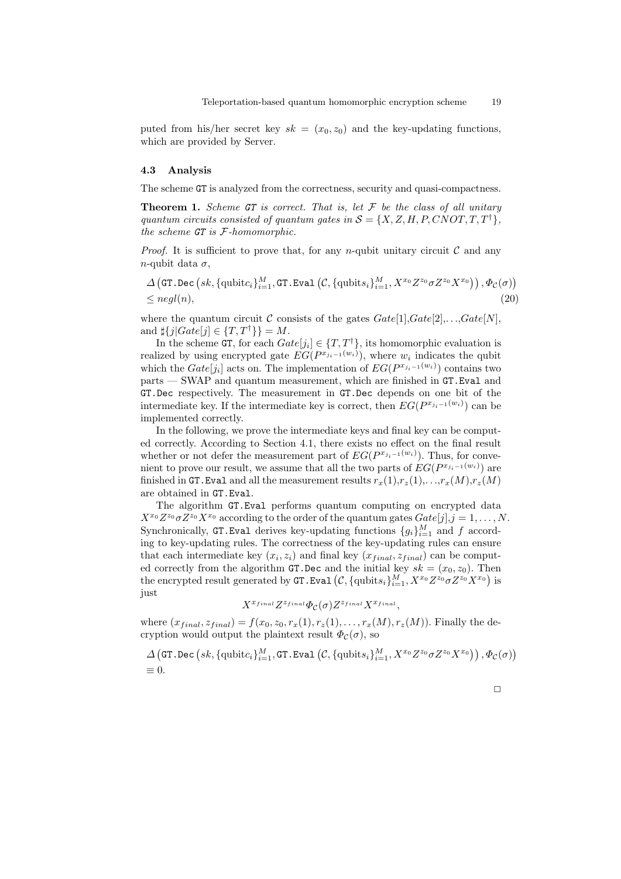puted from his/her secret key $sk = (x_0, z_0)$ and the key-updating functions, which are provided by Server.

### 4.3 Analysis

The scheme GT is analyzed from the correctness, security and quasi-compactness.

**Theorem 1.** *Scheme GT is correct. That is, let $\mathcal{F}$ be the class of all unitary quantum circuits consisted of quantum gates in $\mathcal{S} = \{X, Z, H, P, CNOT, T, T^\dagger\}$, the scheme GT is $\mathcal{F}$-homomorphic.*

*Proof.* It is sufficient to prove that, for any $n$-qubit unitary circuit $\mathcal{C}$ and any $n$-qubit data $\sigma$,

$$\Delta\left(\texttt{GT.Dec}\left(sk, \{\text{qubitc}_i\}_{i=1}^{M}, \texttt{GT.Eval}\left(\mathcal{C}, \{\text{qubits}_i\}_{i=1}^{M}, X^{x_0}Z^{z_0}\sigma Z^{z_0}X^{x_0}\right)\right), \Phi_{\mathcal{C}}(\sigma)\right) \\ \leq negl(n), \tag{20}$$

where the quantum circuit $\mathcal{C}$ consists of the gates $Gate[1]$,$Gate[2]$,...,$Gate[N]$, and $\sharp\{j|Gate[j] \in \{T, T^\dagger\}\} = M$.

In the scheme GT, for each $Gate[j_i] \in \{T, T^\dagger\}$, its homomorphic evaluation is realized by using encrypted gate $EG(P^{x_{j_i-1}(w_i)})$, where $w_i$ indicates the qubit which the $Gate[j_i]$ acts on. The implementation of $EG(P^{x_{j_i-1}(w_i)})$ contains two parts — SWAP and quantum measurement, which are finished in GT.Eval and GT.Dec respectively. The measurement in GT.Dec depends on one bit of the intermediate key. If the intermediate key is correct, then $EG(P^{x_{j_i-1}(w_i)})$ can be implemented correctly.

In the following, we prove the intermediate keys and final key can be computed correctly. According to Section 4.1, there exists no effect on the final result whether or not defer the measurement part of $EG(P^{x_{j_i-1}(w_i)})$. Thus, for convenient to prove our result, we assume that all the two parts of $EG(P^{x_{j_i-1}(w_i)})$ are finished in GT.Eval and all the measurement results $r_x(1)$,$r_z(1)$,...,$r_x(M)$,$r_z(M)$ are obtained in GT.Eval.

The algorithm GT.Eval performs quantum computing on encrypted data $X^{x_0}Z^{z_0}\sigma Z^{z_0}X^{x_0}$ according to the order of the quantum gates $Gate[j]$,$j = 1, \ldots, N$. Synchronically, GT.Eval derives key-updating functions $\{g_i\}_{i=1}^{M}$ and $f$ according to key-updating rules. The correctness of the key-updating rules can ensure that each intermediate key $(x_i, z_i)$ and final key $(x_{final}, z_{final})$ can be computed correctly from the algorithm GT.Dec and the initial key $sk = (x_0, z_0)$. Then the encrypted result generated by $\texttt{GT.Eval}\left(\mathcal{C}, \{\text{qubits}_i\}_{i=1}^{M}, X^{x_0}Z^{z_0}\sigma Z^{z_0}X^{x_0}\right)$ is just

$$X^{x_{final}}Z^{z_{final}}\Phi_{\mathcal{C}}(\sigma)Z^{z_{final}}X^{x_{final}},$$

where $(x_{final}, z_{final}) = f(x_0, z_0, r_x(1), r_z(1), \ldots, r_x(M), r_z(M))$. Finally the decryption would output the plaintext result $\Phi_{\mathcal{C}}(\sigma)$, so

$$\Delta\left(\texttt{GT.Dec}\left(sk, \{\text{qubitc}_i\}_{i=1}^{M}, \texttt{GT.Eval}\left(\mathcal{C}, \{\text{qubits}_i\}_{i=1}^{M}, X^{x_0}Z^{z_0}\sigma Z^{z_0}X^{x_0}\right)\right), \Phi_{\mathcal{C}}(\sigma)\right) \\ \equiv 0.$$

□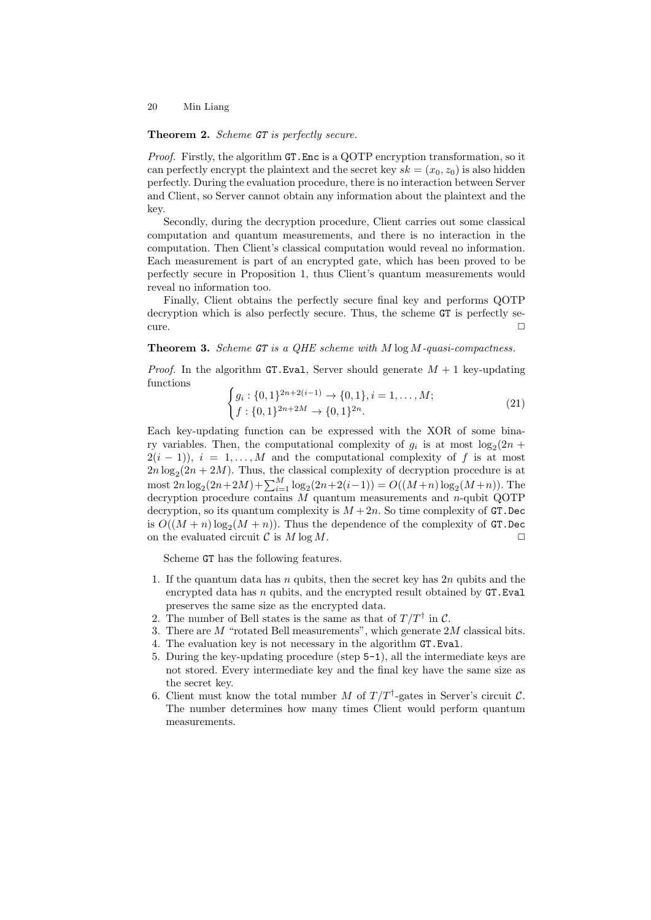**Theorem 2.** *Scheme GT is perfectly secure.*

*Proof.* Firstly, the algorithm `GT.Enc` is a QOTP encryption transformation, so it can perfectly encrypt the plaintext and the secret key $sk = (x_0, z_0)$ is also hidden perfectly. During the evaluation procedure, there is no interaction between Server and Client, so Server cannot obtain any information about the plaintext and the key.

Secondly, during the decryption procedure, Client carries out some classical computation and quantum measurements, and there is no interaction in the computation. Then Client's classical computation would reveal no information. Each measurement is part of an encrypted gate, which has been proved to be perfectly secure in Proposition 1, thus Client's quantum measurements would reveal no information too.

Finally, Client obtains the perfectly secure final key and performs QOTP decryption which is also perfectly secure. Thus, the scheme GT is perfectly secure. □

**Theorem 3.** *Scheme GT is a QHE scheme with $M \log M$-quasi-compactness.*

*Proof.* In the algorithm `GT.Eval`, Server should generate $M + 1$ key-updating functions

$$\begin{cases} g_i : \{0,1\}^{2n+2(i-1)} \to \{0,1\}, i = 1, \ldots, M; \\ f : \{0,1\}^{2n+2M} \to \{0,1\}^{2n}. \end{cases} \tag{21}$$

Each key-updating function can be expressed with the XOR of some binary variables. Then, the computational complexity of $g_i$ is at most $\log_2(2n + 2(i-1))$, $i = 1, \ldots, M$ and the computational complexity of $f$ is at most $2n \log_2(2n + 2M)$. Thus, the classical complexity of decryption procedure is at most $2n \log_2(2n+2M) + \sum_{i=1}^{M} \log_2(2n+2(i-1)) = O((M+n)\log_2(M+n))$. The decryption procedure contains $M$ quantum measurements and $n$-qubit QOTP decryption, so its quantum complexity is $M + 2n$. So time complexity of `GT.Dec` is $O((M+n)\log_2(M+n))$. Thus the dependence of the complexity of `GT.Dec` on the evaluated circuit $\mathcal{C}$ is $M \log M$. □

Scheme GT has the following features.

1. If the quantum data has $n$ qubits, then the secret key has $2n$ qubits and the encrypted data has $n$ qubits, and the encrypted result obtained by `GT.Eval` preserves the same size as the encrypted data.
2. The number of Bell states is the same as that of $T/T^\dagger$ in $\mathcal{C}$.
3. There are $M$ "rotated Bell measurements", which generate $2M$ classical bits.
4. The evaluation key is not necessary in the algorithm `GT.Eval`.
5. During the key-updating procedure (step `5-1`), all the intermediate keys are not stored. Every intermediate key and the final key have the same size as the secret key.
6. Client must know the total number $M$ of $T/T^\dagger$-gates in Server's circuit $\mathcal{C}$. The number determines how many times Client would perform quantum measurements.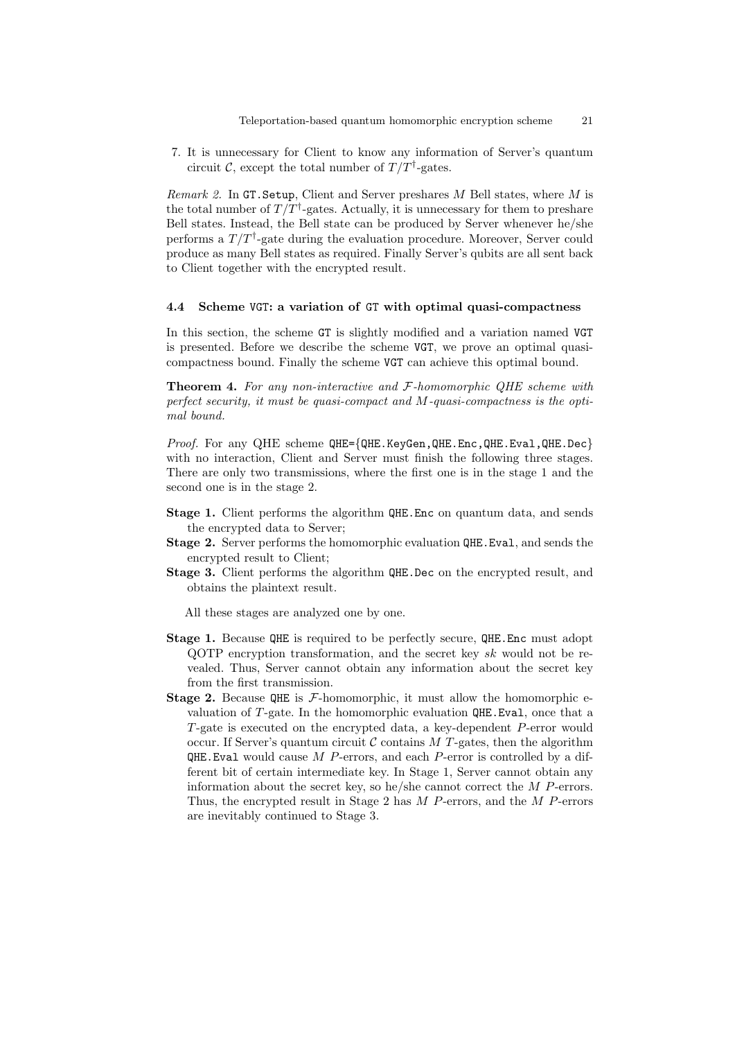7. It is unnecessary for Client to know any information of Server's quantum circuit $\mathcal{C}$, except the total number of $T/T^{\dagger}$-gates.

*Remark 2.* In GT.Setup, Client and Server preshares $M$ Bell states, where $M$ is the total number of $T/T^{\dagger}$-gates. Actually, it is unnecessary for them to preshare Bell states. Instead, the Bell state can be produced by Server whenever he/she performs a $T/T^{\dagger}$-gate during the evaluation procedure. Moreover, Server could produce as many Bell states as required. Finally Server's qubits are all sent back to Client together with the encrypted result.

### 4.4 Scheme VGT: a variation of GT with optimal quasi-compactness

In this section, the scheme GT is slightly modified and a variation named VGT is presented. Before we describe the scheme VGT, we prove an optimal quasi-compactness bound. Finally the scheme VGT can achieve this optimal bound.

**Theorem 4.** *For any non-interactive and $\mathcal{F}$-homomorphic QHE scheme with perfect security, it must be quasi-compact and $M$-quasi-compactness is the optimal bound.*

*Proof.* For any QHE scheme QHE={QHE.KeyGen,QHE.Enc,QHE.Eval,QHE.Dec} with no interaction, Client and Server must finish the following three stages. There are only two transmissions, where the first one is in the stage 1 and the second one is in the stage 2.

- **Stage 1.** Client performs the algorithm QHE.Enc on quantum data, and sends the encrypted data to Server;
- **Stage 2.** Server performs the homomorphic evaluation QHE.Eval, and sends the encrypted result to Client;
- **Stage 3.** Client performs the algorithm QHE.Dec on the encrypted result, and obtains the plaintext result.

All these stages are analyzed one by one.

- **Stage 1.** Because QHE is required to be perfectly secure, QHE.Enc must adopt QOTP encryption transformation, and the secret key $sk$ would not be revealed. Thus, Server cannot obtain any information about the secret key from the first transmission.
- **Stage 2.** Because QHE is $\mathcal{F}$-homomorphic, it must allow the homomorphic evaluation of $T$-gate. In the homomorphic evaluation QHE.Eval, once that a $T$-gate is executed on the encrypted data, a key-dependent $P$-error would occur. If Server's quantum circuit $\mathcal{C}$ contains $M$ $T$-gates, then the algorithm QHE.Eval would cause $M$ $P$-errors, and each $P$-error is controlled by a different bit of certain intermediate key. In Stage 1, Server cannot obtain any information about the secret key, so he/she cannot correct the $M$ $P$-errors. Thus, the encrypted result in Stage 2 has $M$ $P$-errors, and the $M$ $P$-errors are inevitably continued to Stage 3.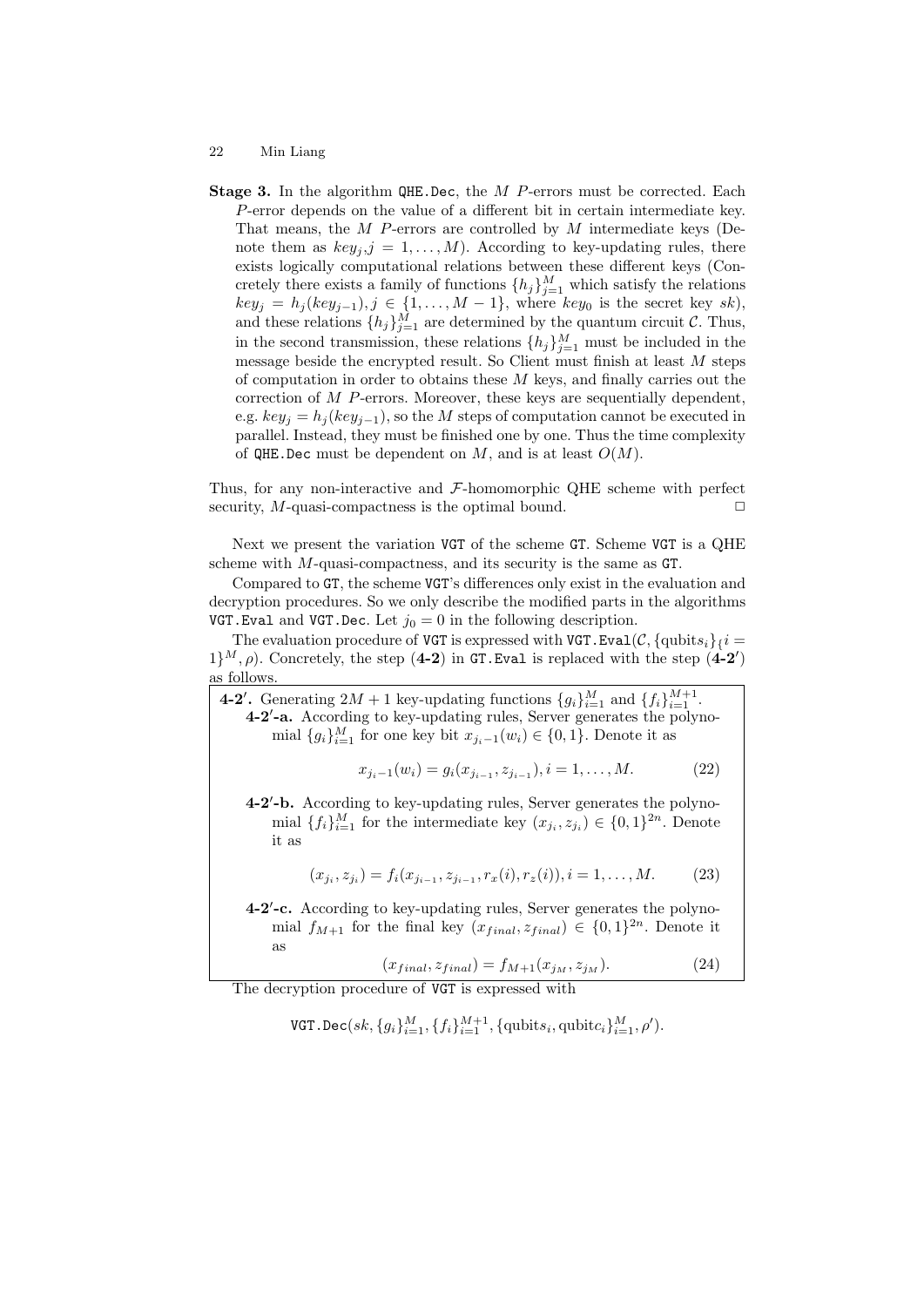**Stage 3.** In the algorithm `QHE.Dec`, the $M$ $P$-errors must be corrected. Each $P$-error depends on the value of a different bit in certain intermediate key. That means, the $M$ $P$-errors are controlled by $M$ intermediate keys (Denote them as $key_j, j = 1, \ldots, M$). According to key-updating rules, there exists logically computational relations between these different keys (Concretely there exists a family of functions $\{h_j\}_{j=1}^M$ which satisfy the relations $key_j = h_j(key_{j-1}), j \in \{1, \ldots, M-1\}$, where $key_0$ is the secret key $sk$), and these relations $\{h_j\}_{j=1}^M$ are determined by the quantum circuit $\mathcal{C}$. Thus, in the second transmission, these relations $\{h_j\}_{j=1}^M$ must be included in the message beside the encrypted result. So Client must finish at least $M$ steps of computation in order to obtains these $M$ keys, and finally carries out the correction of $M$ $P$-errors. Moreover, these keys are sequentially dependent, e.g. $key_j = h_j(key_{j-1})$, so the $M$ steps of computation cannot be executed in parallel. Instead, they must be finished one by one. Thus the time complexity of `QHE.Dec` must be dependent on $M$, and is at least $O(M)$.

Thus, for any non-interactive and $\mathcal{F}$-homomorphic QHE scheme with perfect security, $M$-quasi-compactness is the optimal bound. □

Next we present the variation `VGT` of the scheme `GT`. Scheme `VGT` is a QHE scheme with $M$-quasi-compactness, and its security is the same as `GT`.

Compared to `GT`, the scheme `VGT`'s differences only exist in the evaluation and decryption procedures. So we only describe the modified parts in the algorithms `VGT.Eval` and `VGT.Dec`. Let $j_0 = 0$ in the following description.

The evaluation procedure of `VGT` is expressed with `VGT.Eval`$(\mathcal{C}, \{\text{qubits}_i\}_{\{}i = 1\}^M, \rho)$. Concretely, the step (**4-2**) in `GT.Eval` is replaced with the step (**4-2′**) as follows.

**4-2′.** Generating $2M+1$ key-updating functions $\{g_i\}_{i=1}^M$ and $\{f_i\}_{i=1}^{M+1}$.

**4-2′-a.** According to key-updating rules, Server generates the polynomial $\{g_i\}_{i=1}^M$ for one key bit $x_{j_i-1}(w_i) \in \{0,1\}$. Denote it as

$$x_{j_i-1}(w_i) = g_i(x_{j_{i-1}}, z_{j_{i-1}}), i = 1, \ldots, M. \tag{22}$$

**4-2′-b.** According to key-updating rules, Server generates the polynomial $\{f_i\}_{i=1}^M$ for the intermediate key $(x_{j_i}, z_{j_i}) \in \{0,1\}^{2n}$. Denote it as

$$(x_{j_i}, z_{j_i}) = f_i(x_{j_{i-1}}, z_{j_{i-1}}, r_x(i), r_z(i)), i = 1, \ldots, M. \tag{23}$$

**4-2′-c.** According to key-updating rules, Server generates the polynomial $f_{M+1}$ for the final key $(x_{final}, z_{final}) \in \{0,1\}^{2n}$. Denote it as

$$(x_{final}, z_{final}) = f_{M+1}(x_{j_M}, z_{j_M}). \tag{24}$$

The decryption procedure of `VGT` is expressed with

$$\texttt{VGT.Dec}(sk, \{g_i\}_{i=1}^M, \{f_i\}_{i=1}^{M+1}, \{\text{qubits}_i, \text{qubit}c_i\}_{i=1}^M, \rho').$$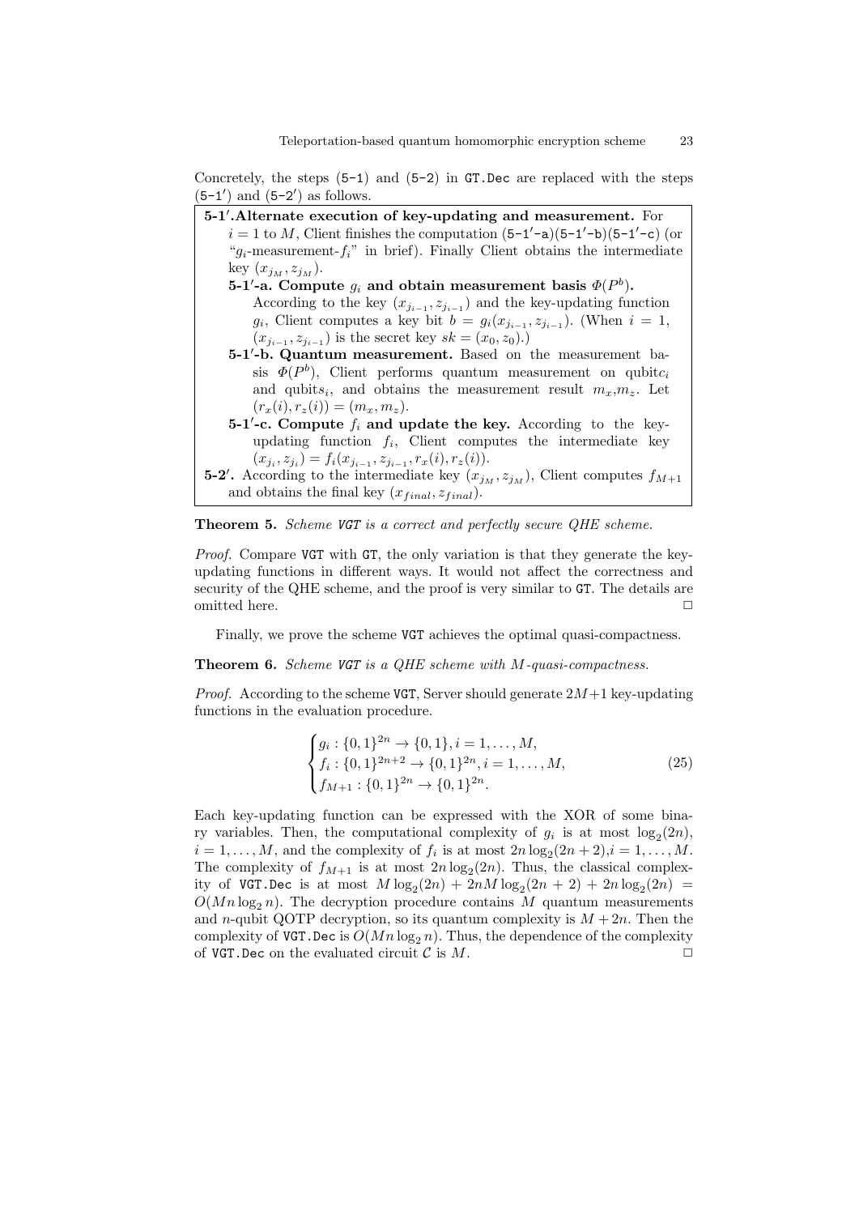Concretely, the steps (5-1) and (5-2) in GT.Dec are replaced with the steps (5-1′) and (5-2′) as follows.

**5-1′. Alternate execution of key-updating and measurement.** For $i = 1$ to $M$, Client finishes the computation (5-1′-a)(5-1′-b)(5-1′-c) (or "$g_i$-measurement-$f_i$" in brief). Finally Client obtains the intermediate key $(x_{j_M}, z_{j_M})$.

- **5-1′-a. Compute $g_i$ and obtain measurement basis $\Phi(P^b)$.** According to the key $(x_{j_{i-1}}, z_{j_{i-1}})$ and the key-updating function $g_i$, Client computes a key bit $b = g_i(x_{j_{i-1}}, z_{j_{i-1}})$. (When $i = 1$, $(x_{j_{i-1}}, z_{j_{i-1}})$ is the secret key $sk = (x_0, z_0)$.)
- **5-1′-b. Quantum measurement.** Based on the measurement basis $\Phi(P^b)$, Client performs quantum measurement on qubit$c_i$ and qubit$s_i$, and obtains the measurement result $m_x$,$m_z$. Let $(r_x(i), r_z(i)) = (m_x, m_z)$.
- **5-1′-c. Compute $f_i$ and update the key.** According to the key-updating function $f_i$, Client computes the intermediate key $(x_{j_i}, z_{j_i}) = f_i(x_{j_{i-1}}, z_{j_{i-1}}, r_x(i), r_z(i))$.

**5-2′.** According to the intermediate key $(x_{j_M}, z_{j_M})$, Client computes $f_{M+1}$ and obtains the final key $(x_{final}, z_{final})$.

**Theorem 5.** *Scheme VGT is a correct and perfectly secure QHE scheme.*

*Proof.* Compare VGT with GT, the only variation is that they generate the key-updating functions in different ways. It would not affect the correctness and security of the QHE scheme, and the proof is very similar to GT. The details are omitted here. □

Finally, we prove the scheme VGT achieves the optimal quasi-compactness.

**Theorem 6.** *Scheme VGT is a QHE scheme with $M$-quasi-compactness.*

*Proof.* According to the scheme VGT, Server should generate $2M+1$ key-updating functions in the evaluation procedure.

$$\begin{cases} g_i : \{0,1\}^{2n} \to \{0,1\}, i = 1, \ldots, M, \\ f_i : \{0,1\}^{2n+2} \to \{0,1\}^{2n}, i = 1, \ldots, M, \\ f_{M+1} : \{0,1\}^{2n} \to \{0,1\}^{2n}. \end{cases} \tag{25}$$

Each key-updating function can be expressed with the XOR of some binary variables. Then, the computational complexity of $g_i$ is at most $\log_2(2n)$, $i = 1, \ldots, M$, and the complexity of $f_i$ is at most $2n\log_2(2n+2)$, $i = 1, \ldots, M$. The complexity of $f_{M+1}$ is at most $2n\log_2(2n)$. Thus, the classical complexity of VGT.Dec is at most $M\log_2(2n) + 2nM\log_2(2n+2) + 2n\log_2(2n) = O(Mn\log_2 n)$. The decryption procedure contains $M$ quantum measurements and $n$-qubit QOTP decryption, so its quantum complexity is $M + 2n$. Then the complexity of VGT.Dec is $O(Mn\log_2 n)$. Thus, the dependence of the complexity of VGT.Dec on the evaluated circuit $\mathcal{C}$ is $M$. □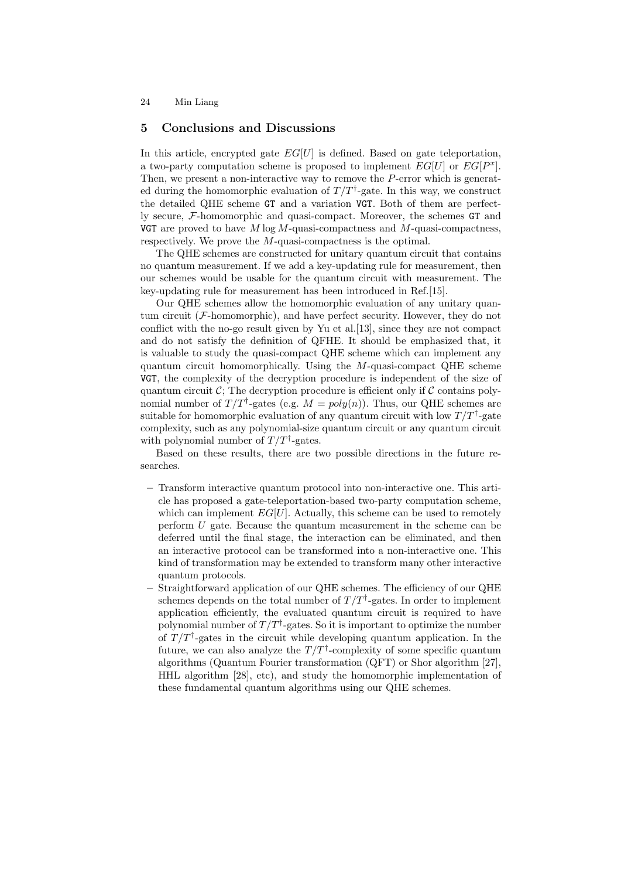## 5 Conclusions and Discussions

In this article, encrypted gate $EG[U]$ is defined. Based on gate teleportation, a two-party computation scheme is proposed to implement $EG[U]$ or $EG[P^x]$. Then, we present a non-interactive way to remove the $P$-error which is generated during the homomorphic evaluation of $T/T^\dagger$-gate. In this way, we construct the detailed QHE scheme `GT` and a variation `VGT`. Both of them are perfectly secure, $\mathcal{F}$-homomorphic and quasi-compact. Moreover, the schemes `GT` and `VGT` are proved to have $M \log M$-quasi-compactness and $M$-quasi-compactness, respectively. We prove the $M$-quasi-compactness is the optimal.

The QHE schemes are constructed for unitary quantum circuit that contains no quantum measurement. If we add a key-updating rule for measurement, then our schemes would be usable for the quantum circuit with measurement. The key-updating rule for measurement has been introduced in Ref.[15].

Our QHE schemes allow the homomorphic evaluation of any unitary quantum circuit ($\mathcal{F}$-homomorphic), and have perfect security. However, they do not conflict with the no-go result given by Yu et al.[13], since they are not compact and do not satisfy the definition of QFHE. It should be emphasized that, it is valuable to study the quasi-compact QHE scheme which can implement any quantum circuit homomorphically. Using the $M$-quasi-compact QHE scheme `VGT`, the complexity of the decryption procedure is independent of the size of quantum circuit $\mathcal{C}$; The decryption procedure is efficient only if $\mathcal{C}$ contains polynomial number of $T/T^\dagger$-gates (e.g. $M = poly(n)$). Thus, our QHE schemes are suitable for homomorphic evaluation of any quantum circuit with low $T/T^\dagger$-gate complexity, such as any polynomial-size quantum circuit or any quantum circuit with polynomial number of $T/T^\dagger$-gates.

Based on these results, there are two possible directions in the future researches.

- Transform interactive quantum protocol into non-interactive one. This article has proposed a gate-teleportation-based two-party computation scheme, which can implement $EG[U]$. Actually, this scheme can be used to remotely perform $U$ gate. Because the quantum measurement in the scheme can be deferred until the final stage, the interaction can be eliminated, and then an interactive protocol can be transformed into a non-interactive one. This kind of transformation may be extended to transform many other interactive quantum protocols.
- Straightforward application of our QHE schemes. The efficiency of our QHE schemes depends on the total number of $T/T^\dagger$-gates. In order to implement application efficiently, the evaluated quantum circuit is required to have polynomial number of $T/T^\dagger$-gates. So it is important to optimize the number of $T/T^\dagger$-gates in the circuit while developing quantum application. In the future, we can also analyze the $T/T^\dagger$-complexity of some specific quantum algorithms (Quantum Fourier transformation (QFT) or Shor algorithm [27], HHL algorithm [28], etc), and study the homomorphic implementation of these fundamental quantum algorithms using our QHE schemes.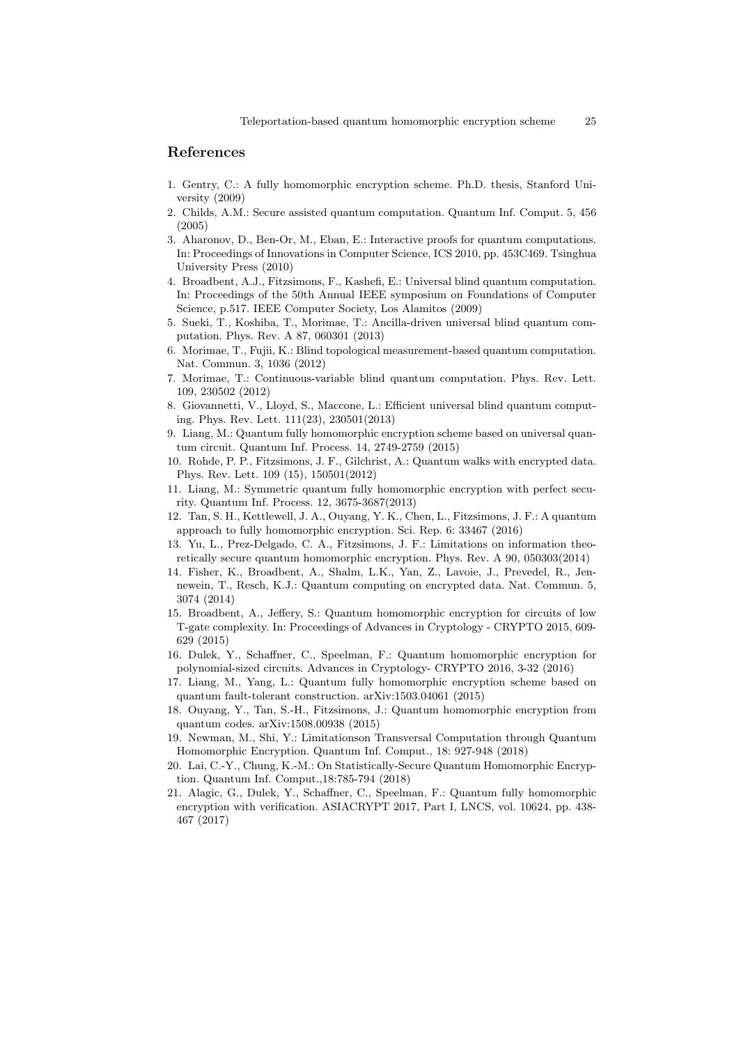## References

1. Gentry, C.: A fully homomorphic encryption scheme. Ph.D. thesis, Stanford University (2009)
2. Childs, A.M.: Secure assisted quantum computation. Quantum Inf. Comput. 5, 456 (2005)
3. Aharonov, D., Ben-Or, M., Eban, E.: Interactive proofs for quantum computations. In: Proceedings of Innovations in Computer Science, ICS 2010, pp. 453C469. Tsinghua University Press (2010)
4. Broadbent, A.J., Fitzsimons, F., Kashefi, E.: Universal blind quantum computation. In: Proceedings of the 50th Annual IEEE symposium on Foundations of Computer Science, p.517. IEEE Computer Society, Los Alamitos (2009)
5. Sueki, T., Koshiba, T., Morimae, T.: Ancilla-driven universal blind quantum computation. Phys. Rev. A 87, 060301 (2013)
6. Morimae, T., Fujii, K.: Blind topological measurement-based quantum computation. Nat. Commun. 3, 1036 (2012)
7. Morimae, T.: Continuous-variable blind quantum computation. Phys. Rev. Lett. 109, 230502 (2012)
8. Giovannetti, V., Lloyd, S., Maccone, L.: Efficient universal blind quantum computing. Phys. Rev. Lett. 111(23), 230501(2013)
9. Liang, M.: Quantum fully homomorphic encryption scheme based on universal quantum circuit. Quantum Inf. Process. 14, 2749-2759 (2015)
10. Rohde, P. P., Fitzsimons, J. F., Gilchrist, A.: Quantum walks with encrypted data. Phys. Rev. Lett. 109 (15), 150501(2012)
11. Liang, M.: Symmetric quantum fully homomorphic encryption with perfect security. Quantum Inf. Process. 12, 3675-3687(2013)
12. Tan, S. H., Kettlewell, J. A., Ouyang, Y. K., Chen, L., Fitzsimons, J. F.: A quantum approach to fully homomorphic encryption. Sci. Rep. 6: 33467 (2016)
13. Yu, L., Prez-Delgado, C. A., Fitzsimons, J. F.: Limitations on information theoretically secure quantum homomorphic encryption. Phys. Rev. A 90, 050303(2014)
14. Fisher, K., Broadbent, A., Shalm, L.K., Yan, Z., Lavoie, J., Prevedel, R., Jennewein, T., Resch, K.J.: Quantum computing on encrypted data. Nat. Commun. 5, 3074 (2014)
15. Broadbent, A., Jeffery, S.: Quantum homomorphic encryption for circuits of low T-gate complexity. In: Proceedings of Advances in Cryptology - CRYPTO 2015, 609-629 (2015)
16. Dulek, Y., Schaffner, C., Speelman, F.: Quantum homomorphic encryption for polynomial-sized circuits. Advances in Cryptology- CRYPTO 2016, 3-32 (2016)
17. Liang, M., Yang, L.: Quantum fully homomorphic encryption scheme based on quantum fault-tolerant construction. arXiv:1503.04061 (2015)
18. Ouyang, Y., Tan, S.-H., Fitzsimons, J.: Quantum homomorphic encryption from quantum codes. arXiv:1508.00938 (2015)
19. Newman, M., Shi, Y.: Limitationson Transversal Computation through Quantum Homomorphic Encryption. Quantum Inf. Comput., 18: 927-948 (2018)
20. Lai, C.-Y., Chung, K.-M.: On Statistically-Secure Quantum Homomorphic Encryption. Quantum Inf. Comput.,18:785-794 (2018)
21. Alagic, G., Dulek, Y., Schaffner, C., Speelman, F.: Quantum fully homomorphic encryption with verification. ASIACRYPT 2017, Part I, LNCS, vol. 10624, pp. 438-467 (2017)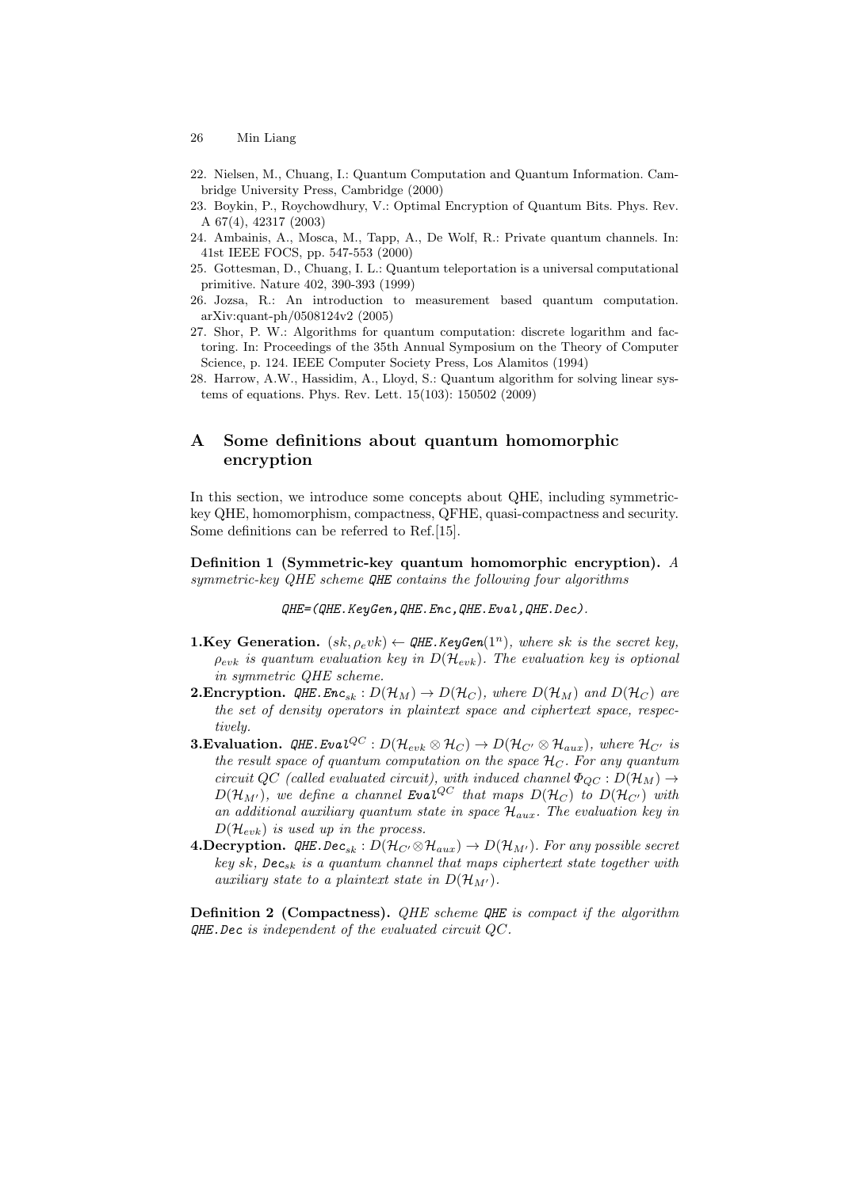22. Nielsen, M., Chuang, I.: Quantum Computation and Quantum Information. Cambridge University Press, Cambridge (2000)
23. Boykin, P., Roychowdhury, V.: Optimal Encryption of Quantum Bits. Phys. Rev. A 67(4), 42317 (2003)
24. Ambainis, A., Mosca, M., Tapp, A., De Wolf, R.: Private quantum channels. In: 41st IEEE FOCS, pp. 547-553 (2000)
25. Gottesman, D., Chuang, I. L.: Quantum teleportation is a universal computational primitive. Nature 402, 390-393 (1999)
26. Jozsa, R.: An introduction to measurement based quantum computation. arXiv:quant-ph/0508124v2 (2005)
27. Shor, P. W.: Algorithms for quantum computation: discrete logarithm and factoring. In: Proceedings of the 35th Annual Symposium on the Theory of Computer Science, p. 124. IEEE Computer Society Press, Los Alamitos (1994)
28. Harrow, A.W., Hassidim, A., Lloyd, S.: Quantum algorithm for solving linear systems of equations. Phys. Rev. Lett. 15(103): 150502 (2009)

# A Some definitions about quantum homomorphic encryption

In this section, we introduce some concepts about QHE, including symmetric-key QHE, homomorphism, compactness, QFHE, quasi-compactness and security. Some definitions can be referred to Ref.[15].

**Definition 1 (Symmetric-key quantum homomorphic encryption).** *A symmetric-key QHE scheme* `QHE` *contains the following four algorithms*

`QHE=(QHE.KeyGen,QHE.Enc,QHE.Eval,QHE.Dec)`.

**1.Key Generation.** $(sk, \rho_evk) \leftarrow$ `QHE.KeyGen`$(1^n)$*, where sk is the secret key, $\rho_{evk}$ is quantum evaluation key in $D(\mathcal{H}_{evk})$. The evaluation key is optional in symmetric QHE scheme.*

**2.Encryption.** `QHE.Enc`$_{sk} : D(\mathcal{H}_M) \rightarrow D(\mathcal{H}_C)$*, where $D(\mathcal{H}_M)$ and $D(\mathcal{H}_C)$ are the set of density operators in plaintext space and ciphertext space, respectively.*

**3.Evaluation.** `QHE.Eval`$^{QC} : D(\mathcal{H}_{evk} \otimes \mathcal{H}_C) \rightarrow D(\mathcal{H}_{C'} \otimes \mathcal{H}_{aux})$*, where $\mathcal{H}_{C'}$ is the result space of quantum computation on the space $\mathcal{H}_C$. For any quantum circuit $QC$ (called evaluated circuit), with induced channel $\Phi_{QC} : D(\mathcal{H}_M) \rightarrow D(\mathcal{H}_{M'})$, we define a channel* `Eval`$^{QC}$ *that maps $D(\mathcal{H}_C)$ to $D(\mathcal{H}_{C'})$ with an additional auxiliary quantum state in space $\mathcal{H}_{aux}$. The evaluation key in $D(\mathcal{H}_{evk})$ is used up in the process.*

**4.Decryption.** `QHE.Dec`$_{sk} : D(\mathcal{H}_{C'} \otimes \mathcal{H}_{aux}) \rightarrow D(\mathcal{H}_{M'})$*. For any possible secret key sk,* `Dec`$_{sk}$ *is a quantum channel that maps ciphertext state together with auxiliary state to a plaintext state in $D(\mathcal{H}_{M'})$.*

**Definition 2 (Compactness).** *QHE scheme* `QHE` *is compact if the algorithm* `QHE.Dec` *is independent of the evaluated circuit $QC$.*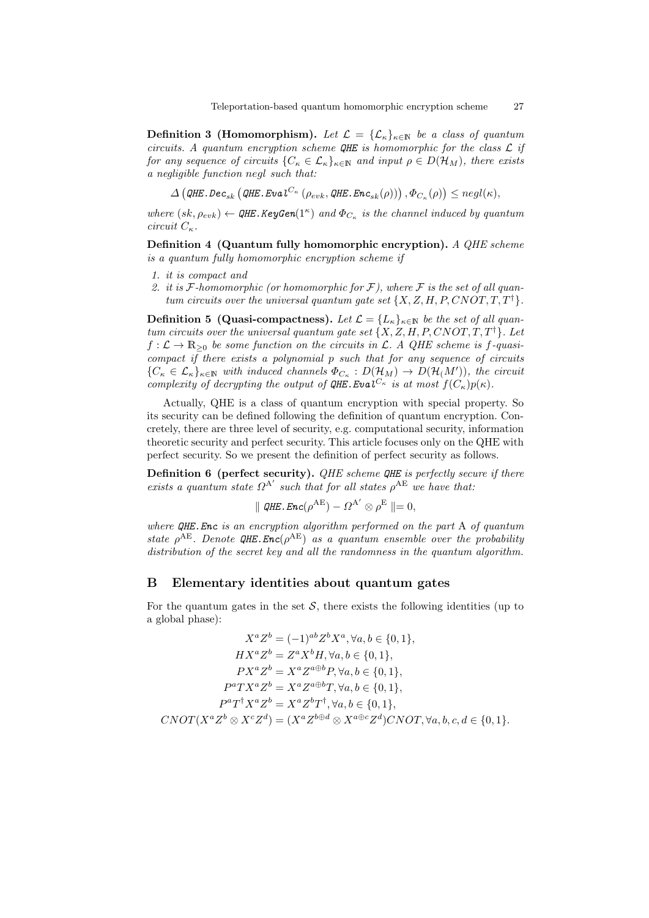**Definition 3 (Homomorphism).** *Let $\mathcal{L} = \{\mathcal{L}_\kappa\}_{\kappa\in\mathbb{N}}$ be a class of quantum circuits. A quantum encryption scheme* `QHE` *is homomorphic for the class $\mathcal{L}$ if for any sequence of circuits $\{C_\kappa \in \mathcal{L}_\kappa\}_{\kappa\in\mathbb{N}}$ and input $\rho \in D(\mathcal{H}_M)$, there exists a negligible function negl such that:*

$$\Delta\left(\texttt{QHE.Dec}_{sk}\left(\texttt{QHE.Eval}^{C_\kappa}\left(\rho_{evk}, \texttt{QHE.Enc}_{sk}(\rho)\right)\right), \Phi_{C_\kappa}(\rho)\right) \leq negl(\kappa),$$

*where $(sk, \rho_{evk}) \leftarrow$* `QHE.KeyGen`$(1^\kappa)$ *and $\Phi_{C_\kappa}$ is the channel induced by quantum circuit $C_\kappa$.*

**Definition 4 (Quantum fully homomorphic encryption).** *A QHE scheme is a quantum fully homomorphic encryption scheme if*

1. *it is compact and*
2. *it is $\mathcal{F}$-homomorphic (or homomorphic for $\mathcal{F}$), where $\mathcal{F}$ is the set of all quantum circuits over the universal quantum gate set $\{X, Z, H, P, CNOT, T, T^\dagger\}$.*

**Definition 5 (Quasi-compactness).** *Let $\mathcal{L} = \{L_\kappa\}_{\kappa\in\mathbb{N}}$ be the set of all quantum circuits over the universal quantum gate set $\{X, Z, H, P, CNOT, T, T^\dagger\}$. Let $f : \mathcal{L} \to \mathbb{R}_{\geq 0}$ be some function on the circuits in $\mathcal{L}$. A QHE scheme is $f$-quasi-compact if there exists a polynomial $p$ such that for any sequence of circuits $\{C_\kappa \in \mathcal{L}_\kappa\}_{\kappa\in\mathbb{N}}$ with induced channels $\Phi_{C_\kappa} : D(\mathcal{H}_M) \to D(\mathcal{H}_(M'))$, the circuit complexity of decrypting the output of* `QHE.Eval`$^{C_\kappa}$ *is at most $f(C_\kappa)p(\kappa)$.*

Actually, QHE is a class of quantum encryption with special property. So its security can be defined following the definition of quantum encryption. Concretely, there are three level of security, e.g. computational security, information theoretic security and perfect security. This article focuses only on the QHE with perfect security. So we present the definition of perfect security as follows.

**Definition 6 (perfect security).** *QHE scheme* `QHE` *is perfectly secure if there exists a quantum state $\Omega^{\mathrm{A}'}$ such that for all states $\rho^{\mathrm{AE}}$ we have that:*

$$\parallel \texttt{QHE.Enc}(\rho^{\mathrm{AE}}) - \Omega^{\mathrm{A}'} \otimes \rho^{\mathrm{E}} \parallel = 0,$$

*where* `QHE.Enc` *is an encryption algorithm performed on the part* A *of quantum state $\rho^{\mathrm{AE}}$. Denote* `QHE.Enc`$(\rho^{\mathrm{AE}})$ *as a quantum ensemble over the probability distribution of the secret key and all the randomness in the quantum algorithm.*

## B Elementary identities about quantum gates

For the quantum gates in the set $\mathcal{S}$, there exists the following identities (up to a global phase):

$$\begin{aligned}
X^aZ^b &= (-1)^{ab}Z^bX^a, \forall a, b \in \{0,1\},\\
HX^aZ^b &= Z^aX^bH, \forall a, b \in \{0,1\},\\
PX^aZ^b &= X^aZ^{a\oplus b}P, \forall a, b \in \{0,1\},\\
P^aTX^aZ^b &= X^aZ^{a\oplus b}T, \forall a, b \in \{0,1\},\\
P^aT^\dagger X^aZ^b &= X^aZ^bT^\dagger, \forall a, b \in \{0,1\},\\
CNOT(X^aZ^b \otimes X^cZ^d) &= (X^aZ^{b\oplus d} \otimes X^{a\oplus c}Z^d)CNOT, \forall a, b, c, d \in \{0,1\}.
\end{aligned}$$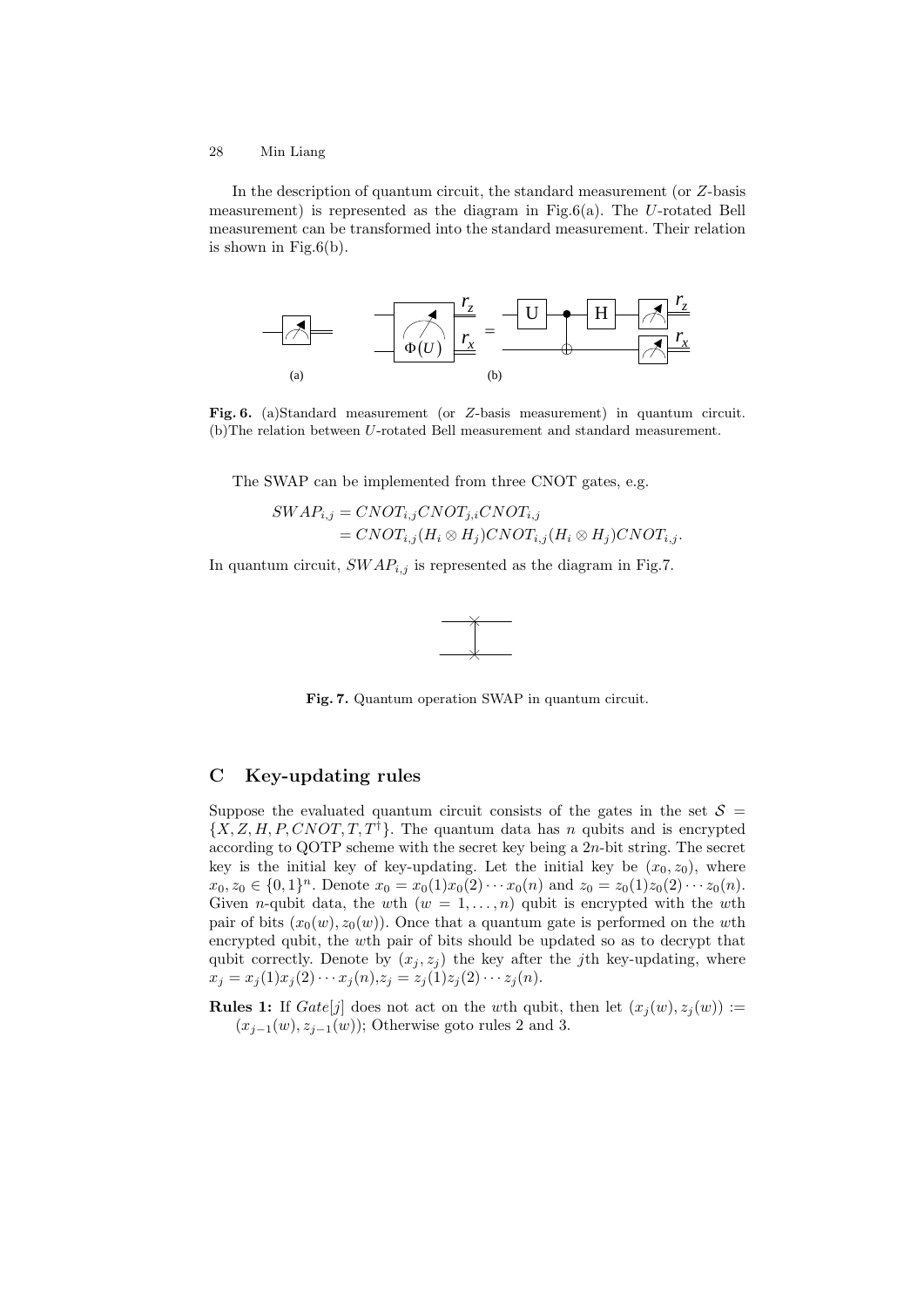In the description of quantum circuit, the standard measurement (or $Z$-basis measurement) is represented as the diagram in Fig.6(a). The $U$-rotated Bell measurement can be transformed into the standard measurement. Their relation is shown in Fig.6(b).

**Fig. 6.** (a)Standard measurement (or $Z$-basis measurement) in quantum circuit. (b)The relation between $U$-rotated Bell measurement and standard measurement.

The SWAP can be implemented from three CNOT gates, e.g.

$$
\begin{aligned}
SWAP_{i,j} &= CNOT_{i,j}CNOT_{j,i}CNOT_{i,j} \\
&= CNOT_{i,j}(H_i \otimes H_j)CNOT_{i,j}(H_i \otimes H_j)CNOT_{i,j}.
\end{aligned}
$$

In quantum circuit, $SWAP_{i,j}$ is represented as the diagram in Fig.7.

**Fig. 7.** Quantum operation SWAP in quantum circuit.

## C Key-updating rules

Suppose the evaluated quantum circuit consists of the gates in the set $\mathcal{S} = \{X, Z, H, P, CNOT, T, T^{\dagger}\}$. The quantum data has $n$ qubits and is encrypted according to QOTP scheme with the secret key being a $2n$-bit string. The secret key is the initial key of key-updating. Let the initial key be $(x_0, z_0)$, where $x_0, z_0 \in \{0,1\}^n$. Denote $x_0 = x_0(1)x_0(2)\cdots x_0(n)$ and $z_0 = z_0(1)z_0(2)\cdots z_0(n)$. Given $n$-qubit data, the $w$th ($w = 1, \ldots, n$) qubit is encrypted with the $w$th pair of bits $(x_0(w), z_0(w))$. Once that a quantum gate is performed on the $w$th encrypted qubit, the $w$th pair of bits should be updated so as to decrypt that qubit correctly. Denote by $(x_j, z_j)$ the key after the $j$th key-updating, where $x_j = x_j(1)x_j(2)\cdots x_j(n)$, $z_j = z_j(1)z_j(2)\cdots z_j(n)$.

**Rules 1:** If $Gate[j]$ does not act on the $w$th qubit, then let $(x_j(w), z_j(w)) := (x_{j-1}(w), z_{j-1}(w))$; Otherwise goto rules 2 and 3.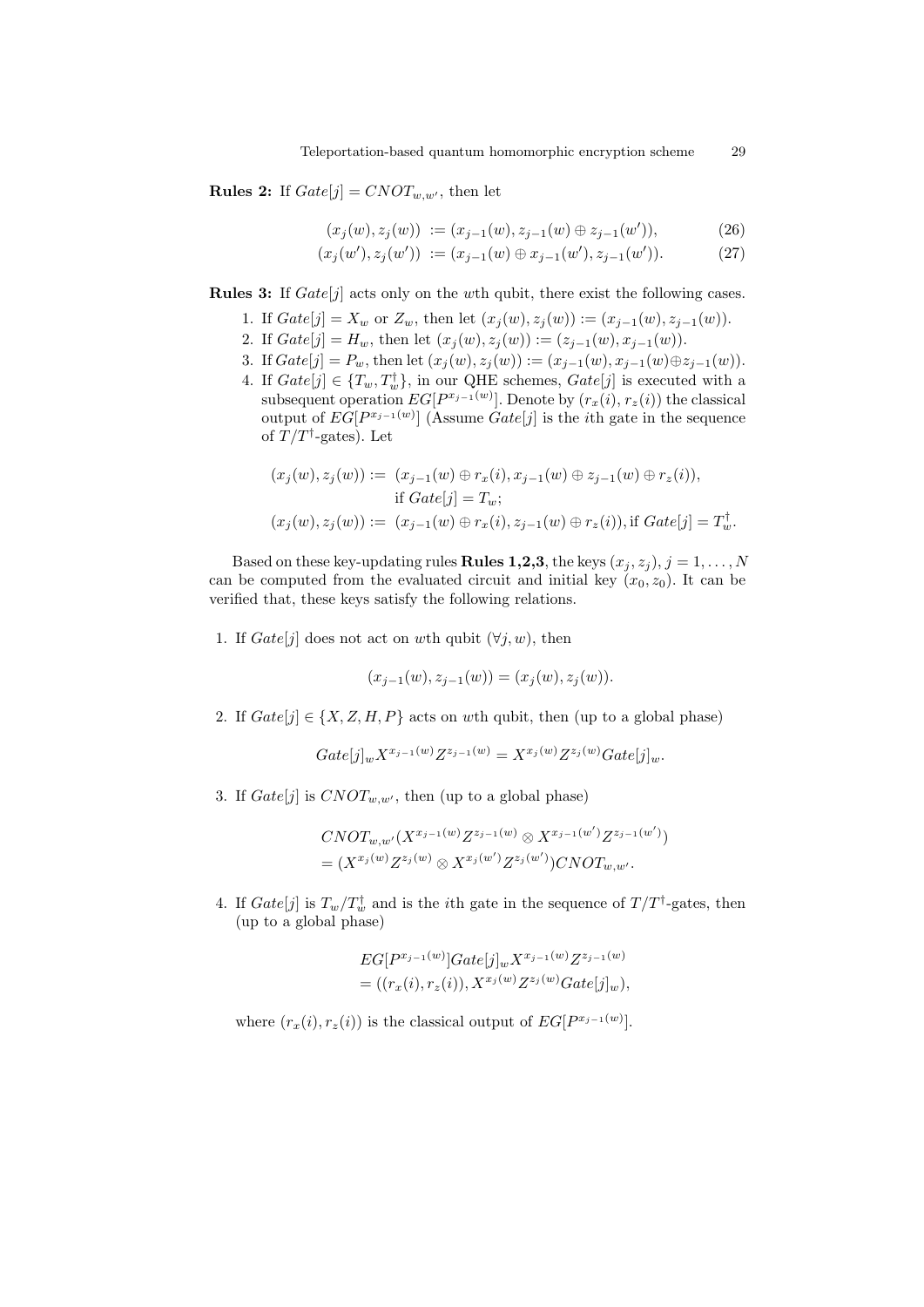**Rules 2:** If $Gate[j] = CNOT_{w,w'}$, then let

$$(x_j(w), z_j(w)) := (x_{j-1}(w), z_{j-1}(w) \oplus z_{j-1}(w')), \tag{26}$$

$$(x_j(w'), z_j(w')) := (x_{j-1}(w) \oplus x_{j-1}(w'), z_{j-1}(w')). \tag{27}$$

**Rules 3:** If $Gate[j]$ acts only on the $w$th qubit, there exist the following cases.

1. If $Gate[j] = X_w$ or $Z_w$, then let $(x_j(w), z_j(w)) := (x_{j-1}(w), z_{j-1}(w))$.
2. If $Gate[j] = H_w$, then let $(x_j(w), z_j(w)) := (z_{j-1}(w), x_{j-1}(w))$.
3. If $Gate[j] = P_w$, then let $(x_j(w), z_j(w)) := (x_{j-1}(w), x_{j-1}(w) \oplus z_{j-1}(w))$.
4. If $Gate[j] \in \{T_w, T_w^\dagger\}$, in our QHE schemes, $Gate[j]$ is executed with a subsequent operation $EG[P^{x_{j-1}(w)}]$. Denote by $(r_x(i), r_z(i))$ the classical output of $EG[P^{x_{j-1}(w)}]$ (Assume $Gate[j]$ is the $i$th gate in the sequence of $T/T^\dagger$-gates). Let

$$\begin{aligned}(x_j(w), z_j(w)) :=\ & (x_{j-1}(w) \oplus r_x(i), x_{j-1}(w) \oplus z_{j-1}(w) \oplus r_z(i)),\\ & \text{if } Gate[j] = T_w;\\ (x_j(w), z_j(w)) :=\ & (x_{j-1}(w) \oplus r_x(i), z_{j-1}(w) \oplus r_z(i)), \text{if } Gate[j] = T_w^\dagger.\end{aligned}$$

Based on these key-updating rules **Rules 1,2,3**, the keys $(x_j, z_j)$, $j = 1, \ldots, N$ can be computed from the evaluated circuit and initial key $(x_0, z_0)$. It can be verified that, these keys satisfy the following relations.

1. If $Gate[j]$ does not act on $w$th qubit ($\forall j, w$), then

$$(x_{j-1}(w), z_{j-1}(w)) = (x_j(w), z_j(w)).$$

2. If $Gate[j] \in \{X, Z, H, P\}$ acts on $w$th qubit, then (up to a global phase)

$$Gate[j]_w X^{x_{j-1}(w)} Z^{z_{j-1}(w)} = X^{x_j(w)} Z^{z_j(w)} Gate[j]_w.$$

3. If $Gate[j]$ is $CNOT_{w,w'}$, then (up to a global phase)

$$\begin{aligned}& CNOT_{w,w'}(X^{x_{j-1}(w)} Z^{z_{j-1}(w)} \otimes X^{x_{j-1}(w')} Z^{z_{j-1}(w')})\\ & = (X^{x_j(w)} Z^{z_j(w)} \otimes X^{x_j(w')} Z^{z_j(w')}) CNOT_{w,w'}.\end{aligned}$$

4. If $Gate[j]$ is $T_w/T_w^\dagger$ and is the $i$th gate in the sequence of $T/T^\dagger$-gates, then (up to a global phase)

$$\begin{aligned}& EG[P^{x_{j-1}(w)}] Gate[j]_w X^{x_{j-1}(w)} Z^{z_{j-1}(w)}\\ & = ((r_x(i), r_z(i)), X^{x_j(w)} Z^{z_j(w)} Gate[j]_w),\end{aligned}$$

where $(r_x(i), r_z(i))$ is the classical output of $EG[P^{x_{j-1}(w)}]$.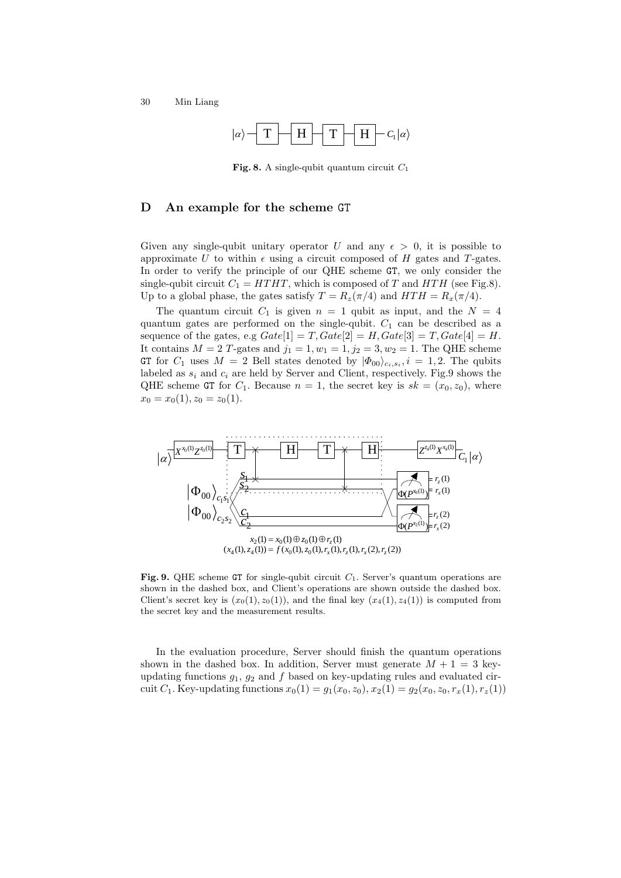**Fig. 8.** A single-qubit quantum circuit $C_1$

## D An example for the scheme GT

Given any single-qubit unitary operator $U$ and any $\epsilon > 0$, it is possible to approximate $U$ to within $\epsilon$ using a circuit composed of $H$ gates and $T$-gates. In order to verify the principle of our QHE scheme GT, we only consider the single-qubit circuit $C_1 = HTHT$, which is composed of $T$ and $HTH$ (see Fig.8). Up to a global phase, the gates satisfy $T = R_z(\pi/4)$ and $HTH = R_x(\pi/4)$.

The quantum circuit $C_1$ is given $n = 1$ qubit as input, and the $N = 4$ quantum gates are performed on the single-qubit. $C_1$ can be described as a sequence of the gates, e.g $Gate[1] = T, Gate[2] = H, Gate[3] = T, Gate[4] = H$. It contains $M = 2$ $T$-gates and $j_1 = 1, w_1 = 1, j_2 = 3, w_2 = 1$. The QHE scheme GT for $C_1$ uses $M = 2$ Bell states denoted by $|\Phi_{00}\rangle_{c_i,s_i}, i = 1, 2$. The qubits labeled as $s_i$ and $c_i$ are held by Server and Client, respectively. Fig.9 shows the QHE scheme GT for $C_1$. Because $n = 1$, the secret key is $sk = (x_0, z_0)$, where $x_0 = x_0(1), z_0 = z_0(1)$.

**Fig. 9.** QHE scheme GT for single-qubit circuit $C_1$. Server's quantum operations are shown in the dashed box, and Client's operations are shown outside the dashed box. Client's secret key is $(x_0(1), z_0(1))$, and the final key $(x_4(1), z_4(1))$ is computed from the secret key and the measurement results.

In the evaluation procedure, Server should finish the quantum operations shown in the dashed box. In addition, Server must generate $M + 1 = 3$ key-updating functions $g_1$, $g_2$ and $f$ based on key-updating rules and evaluated circuit $C_1$. Key-updating functions $x_0(1) = g_1(x_0, z_0)$, $x_2(1) = g_2(x_0, z_0, r_x(1), r_z(1))$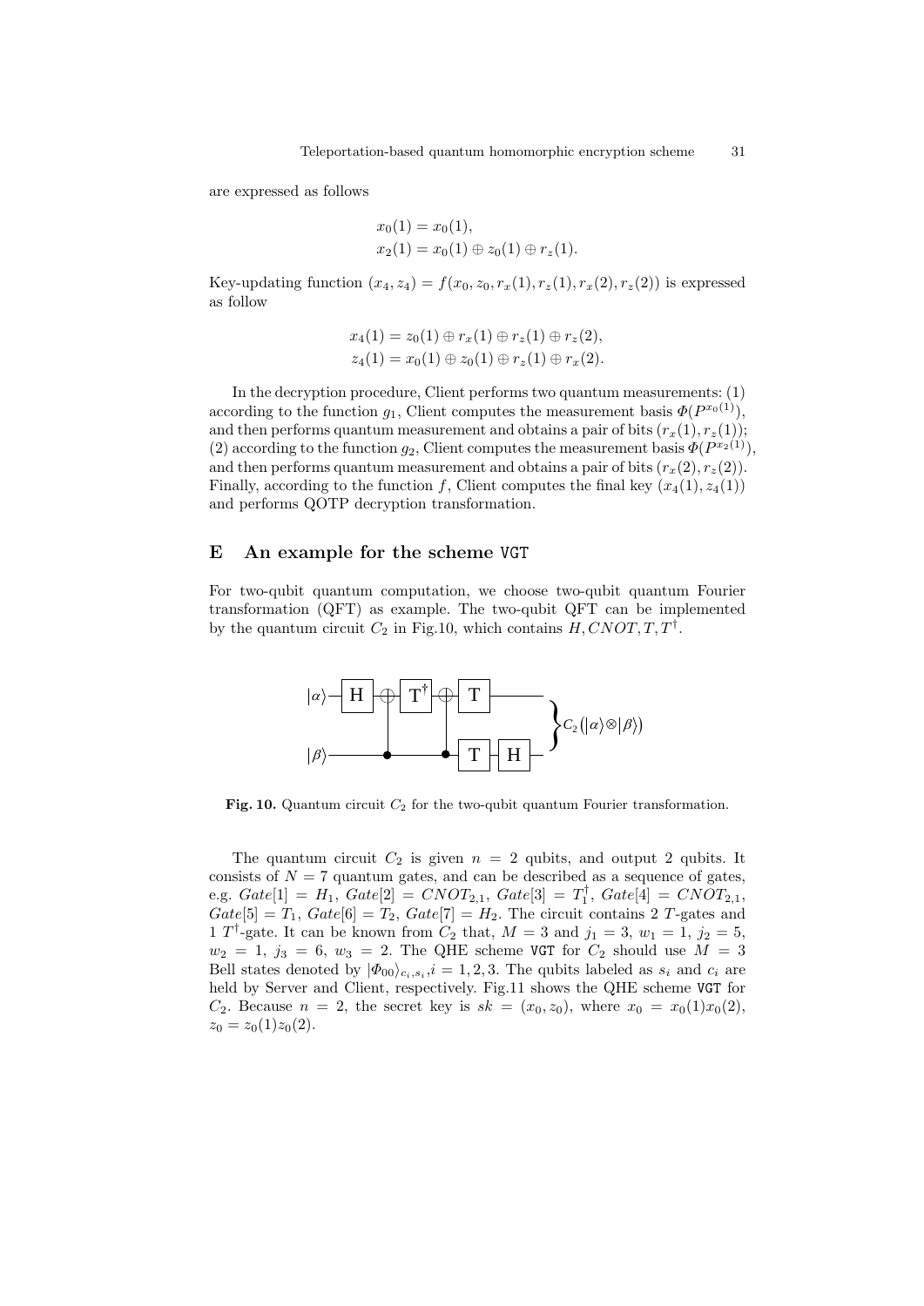are expressed as follows

$$x_0(1) = x_0(1),$$
$$x_2(1) = x_0(1) \oplus z_0(1) \oplus r_z(1).$$

Key-updating function $(x_4, z_4) = f(x_0, z_0, r_x(1), r_z(1), r_x(2), r_z(2))$ is expressed as follow

$$x_4(1) = z_0(1) \oplus r_x(1) \oplus r_z(1) \oplus r_z(2),$$
$$z_4(1) = x_0(1) \oplus z_0(1) \oplus r_z(1) \oplus r_x(2).$$

In the decryption procedure, Client performs two quantum measurements: (1) according to the function $g_1$, Client computes the measurement basis $\Phi(P^{x_0(1)})$, and then performs quantum measurement and obtains a pair of bits $(r_x(1), r_z(1))$; (2) according to the function $g_2$, Client computes the measurement basis $\Phi(P^{x_2(1)})$, and then performs quantum measurement and obtains a pair of bits $(r_x(2), r_z(2))$. Finally, according to the function $f$, Client computes the final key $(x_4(1), z_4(1))$ and performs QOTP decryption transformation.

## E An example for the scheme VGT

For two-qubit quantum computation, we choose two-qubit quantum Fourier transformation (QFT) as example. The two-qubit QFT can be implemented by the quantum circuit $C_2$ in Fig.10, which contains $H, CNOT, T, T^{\dagger}$.

**Fig. 10.** Quantum circuit $C_2$ for the two-qubit quantum Fourier transformation.

The quantum circuit $C_2$ is given $n = 2$ qubits, and output 2 qubits. It consists of $N = 7$ quantum gates, and can be described as a sequence of gates, e.g. $Gate[1] = H_1$, $Gate[2] = CNOT_{2,1}$, $Gate[3] = T_1^{\dagger}$, $Gate[4] = CNOT_{2,1}$, $Gate[5] = T_1$, $Gate[6] = T_2$, $Gate[7] = H_2$. The circuit contains 2 $T$-gates and 1 $T^{\dagger}$-gate. It can be known from $C_2$ that, $M = 3$ and $j_1 = 3$, $w_1 = 1$, $j_2 = 5$, $w_2 = 1$, $j_3 = 6$, $w_3 = 2$. The QHE scheme VGT for $C_2$ should use $M = 3$ Bell states denoted by $|\Phi_{00}\rangle_{c_i,s_i}, i = 1, 2, 3$. The qubits labeled as $s_i$ and $c_i$ are held by Server and Client, respectively. Fig.11 shows the QHE scheme VGT for $C_2$. Because $n = 2$, the secret key is $sk = (x_0, z_0)$, where $x_0 = x_0(1)x_0(2)$, $z_0 = z_0(1)z_0(2)$.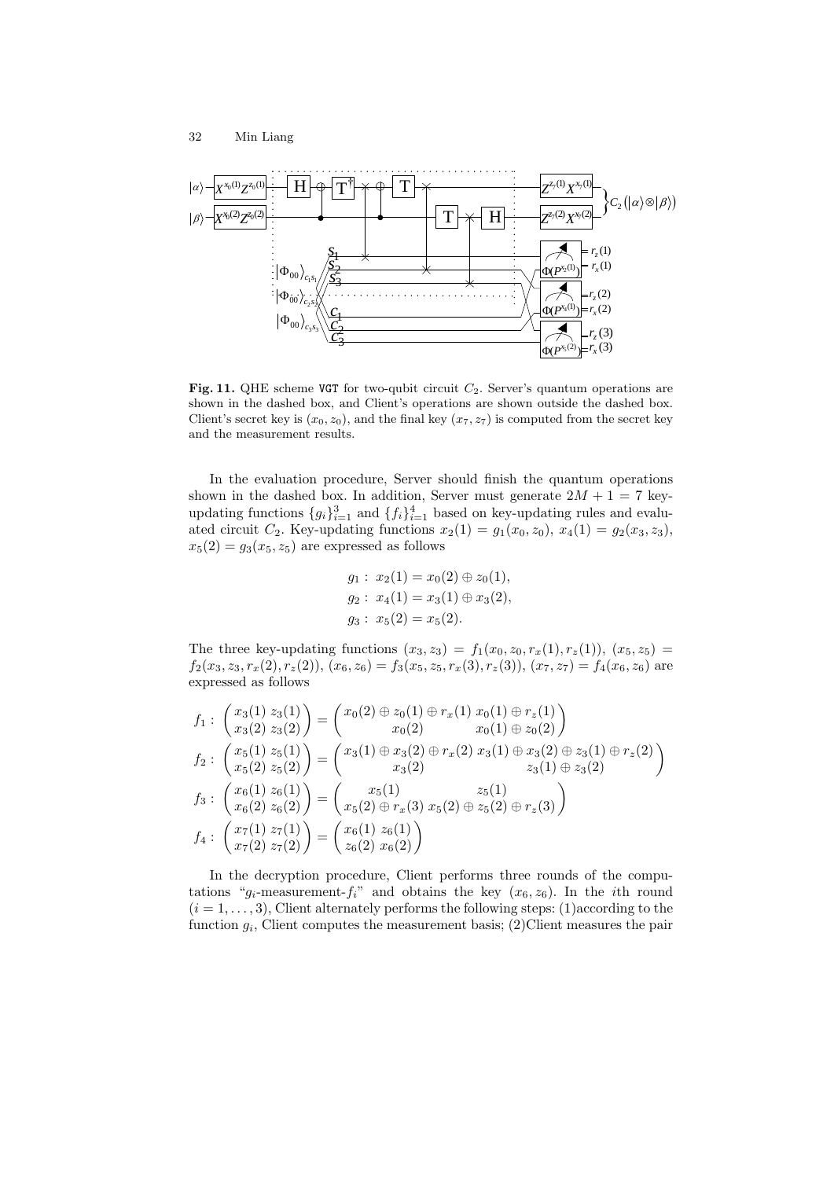**Fig. 11.** QHE scheme VGT for two-qubit circuit $C_2$. Server's quantum operations are shown in the dashed box, and Client's operations are shown outside the dashed box. Client's secret key is $(x_0, z_0)$, and the final key $(x_7, z_7)$ is computed from the secret key and the measurement results.

In the evaluation procedure, Server should finish the quantum operations shown in the dashed box. In addition, Server must generate $2M + 1 = 7$ key-updating functions $\{g_i\}_{i=1}^3$ and $\{f_i\}_{i=1}^4$ based on key-updating rules and evaluated circuit $C_2$. Key-updating functions $x_2(1) = g_1(x_0, z_0)$, $x_4(1) = g_2(x_3, z_3)$, $x_5(2) = g_3(x_5, z_5)$ are expressed as follows

$$
\begin{aligned}
g_1 &: \; x_2(1) = x_0(2) \oplus z_0(1), \\
g_2 &: \; x_4(1) = x_3(1) \oplus x_3(2), \\
g_3 &: \; x_5(2) = x_5(2).
\end{aligned}
$$

The three key-updating functions $(x_3, z_3) = f_1(x_0, z_0, r_x(1), r_z(1))$, $(x_5, z_5) = f_2(x_3, z_3, r_x(2), r_z(2))$, $(x_6, z_6) = f_3(x_5, z_5, r_x(3), r_z(3))$, $(x_7, z_7) = f_4(x_6, z_6)$ are expressed as follows

$$
f_1 : \begin{pmatrix} x_3(1) & z_3(1) \\ x_3(2) & z_3(2) \end{pmatrix} = \begin{pmatrix} x_0(2) \oplus z_0(1) \oplus r_x(1) & x_0(1) \oplus r_z(1) \\ x_0(2) & x_0(1) \oplus z_0(2) \end{pmatrix}
$$

$$
f_2 : \begin{pmatrix} x_5(1) & z_5(1) \\ x_5(2) & z_5(2) \end{pmatrix} = \begin{pmatrix} x_3(1) \oplus x_3(2) \oplus r_x(2) & x_3(1) \oplus x_3(2) \oplus z_3(1) \oplus r_z(2) \\ x_3(2) & z_3(1) \oplus z_3(2) \end{pmatrix}
$$

$$
f_3 : \begin{pmatrix} x_6(1) & z_6(1) \\ x_6(2) & z_6(2) \end{pmatrix} = \begin{pmatrix} x_5(1) & z_5(1) \\ x_5(2) \oplus r_x(3) & x_5(2) \oplus z_5(2) \oplus r_z(3) \end{pmatrix}
$$

$$
f_4 : \begin{pmatrix} x_7(1) & z_7(1) \\ x_7(2) & z_7(2) \end{pmatrix} = \begin{pmatrix} x_6(1) & z_6(1) \\ z_6(2) & x_6(2) \end{pmatrix}
$$

In the decryption procedure, Client performs three rounds of the computations "$g_i$-measurement-$f_i$" and obtains the key $(x_6, z_6)$. In the $i$th round $(i = 1, \ldots, 3)$, Client alternately performs the following steps: (1)according to the function $g_i$, Client computes the measurement basis; (2)Client measures the pair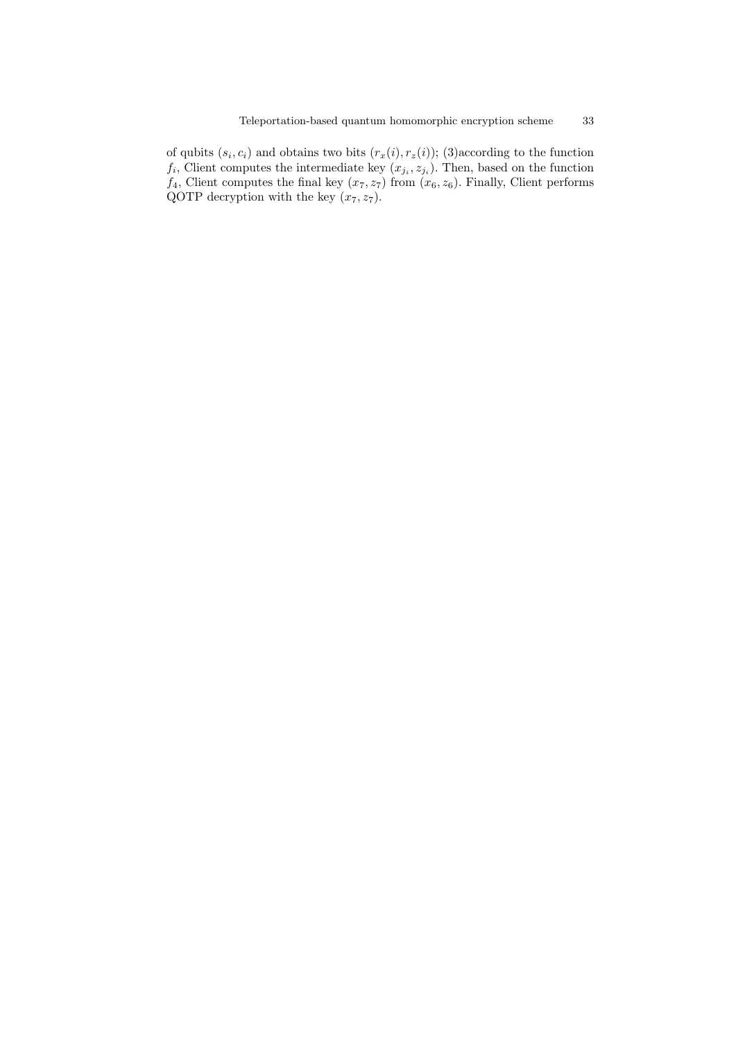of qubits $(s_i, c_i)$ and obtains two bits $(r_x(i), r_z(i))$; (3)according to the function $f_i$, Client computes the intermediate key $(x_{j_i}, z_{j_i})$. Then, based on the function $f_4$, Client computes the final key $(x_7, z_7)$ from $(x_6, z_6)$. Finally, Client performs QOTP decryption with the key $(x_7, z_7)$.